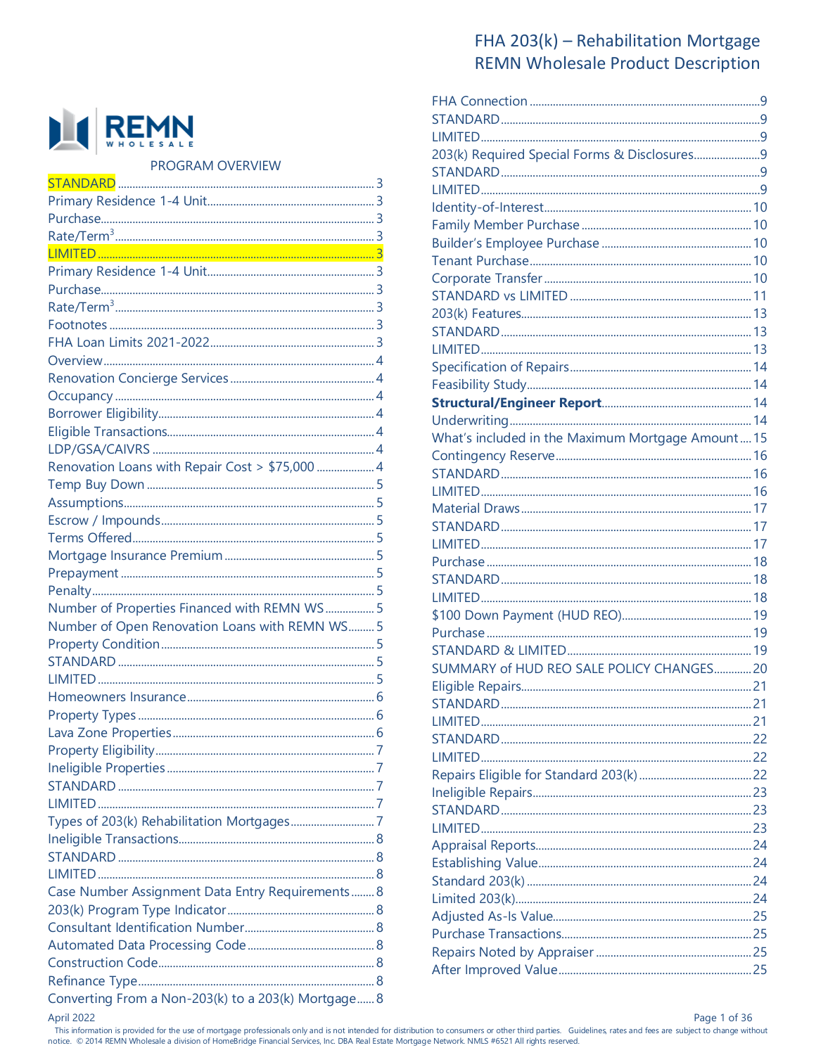# FHA 203(k) – Rehabilitation Mortgage
## REMN Wholesale Product Description

REMN WHOLESALE

PROGRAM OVERVIEW

- STANDARD ........ 3
- Primary Residence 1-4 Unit ........ 3
- Purchase ........ 3
- Rate/Term[3] ........ 3
- LIMITED ........ 3
- Primary Residence 1-4 Unit ........ 3
- Purchase ........ 3
- Rate/Term[3] ........ 3
- Footnotes ........ 3
- FHA Loan Limits 2021-2022 ........ 3
- Overview ........ 4
- Renovation Concierge Services ........ 4
- Occupancy ........ 4
- Borrower Eligibility ........ 4
- Eligible Transactions ........ 4
- LDP/GSA/CAIVRS ........ 4
- Renovation Loans with Repair Cost > $75,000 ........ 4
- Temp Buy Down ........ 5
- Assumptions ........ 5
- Escrow / Impounds ........ 5
- Terms Offered ........ 5
- Mortgage Insurance Premium ........ 5
- Prepayment ........ 5
- Penalty ........ 5
- Number of Properties Financed with REMN WS ........ 5
- Number of Open Renovation Loans with REMN WS ........ 5
- Property Condition ........ 5
- STANDARD ........ 5
- LIMITED ........ 5
- Homeowners Insurance ........ 6
- Property Types ........ 6
- Lava Zone Properties ........ 6
- Property Eligibility ........ 7
- Ineligible Properties ........ 7
- STANDARD ........ 7
- LIMITED ........ 7
- Types of 203(k) Rehabilitation Mortgages ........ 7
- Ineligible Transactions ........ 8
- STANDARD ........ 8
- LIMITED ........ 8
- Case Number Assignment Data Entry Requirements ........ 8
- 203(k) Program Type Indicator ........ 8
- Consultant Identification Number ........ 8
- Automated Data Processing Code ........ 8
- Construction Code ........ 8
- Refinance Type ........ 8
- Converting From a Non-203(k) to a 203(k) Mortgage ........ 8
- FHA Connection ........ 9
- STANDARD ........ 9
- LIMITED ........ 9
- 203(k) Required Special Forms & Disclosures ........ 9
- STANDARD ........ 9
- LIMITED ........ 9
- Identity-of-Interest ........ 10
- Family Member Purchase ........ 10
- Builder's Employee Purchase ........ 10
- Tenant Purchase ........ 10
- Corporate Transfer ........ 10
- STANDARD vs LIMITED ........ 11
- 203(k) Features ........ 13
- STANDARD ........ 13
- LIMITED ........ 13
- Specification of Repairs ........ 14
- Feasibility Study ........ 14
- **Structural/Engineer Report** ........ 14
- Underwriting ........ 14
- What's included in the Maximum Mortgage Amount ........ 15
- Contingency Reserve ........ 16
- STANDARD ........ 16
- LIMITED ........ 16
- Material Draws ........ 17
- STANDARD ........ 17
- LIMITED ........ 17
- Purchase ........ 18
- STANDARD ........ 18
- LIMITED ........ 18
- $100 Down Payment (HUD REO) ........ 19
- Purchase ........ 19
- STANDARD & LIMITED ........ 19
- SUMMARY of HUD REO SALE POLICY CHANGES ........ 20
- Eligible Repairs ........ 21
- STANDARD ........ 21
- LIMITED ........ 21
- STANDARD ........ 22
- LIMITED ........ 22
- Repairs Eligible for Standard 203(k) ........ 22
- Ineligible Repairs ........ 23
- STANDARD ........ 23
- LIMITED ........ 23
- Appraisal Reports ........ 24
- Establishing Value ........ 24
- Standard 203(k) ........ 24
- Limited 203(k) ........ 24
- Adjusted As-Is Value ........ 25
- Purchase Transactions ........ 25
- Repairs Noted by Appraiser ........ 25
- After Improved Value ........ 25

April 2022

This information is provided for the use of mortgage professionals only and is not intended for distribution to consumers or other third parties. Guidelines, rates and fees are subject to change without notice. © 2014 REMN Wholesale a division of HomeBridge Financial Services, Inc. DBA Real Estate Mortgage Network. NMLS #6521 All rights reserved.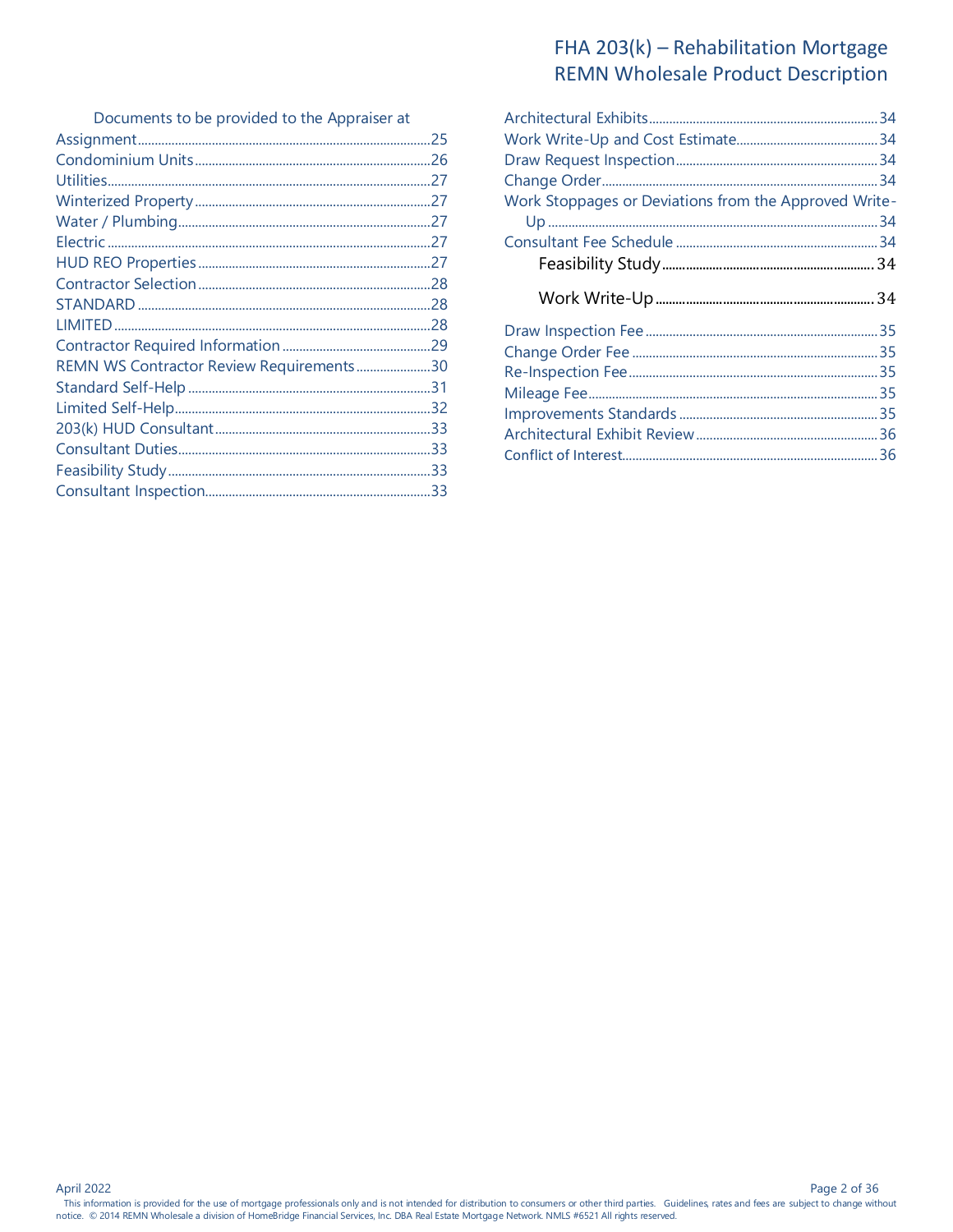Documents to be provided to the Appraiser at Assignment......25
Condominium Units......26
Utilities......27
Winterized Property......27
Water / Plumbing......27
Electric......27
HUD REO Properties......27
Contractor Selection......28
STANDARD......28
LIMITED......28
Contractor Required Information......29
REMN WS Contractor Review Requirements......30
Standard Self-Help......31
Limited Self-Help......32
203(k) HUD Consultant......33
Consultant Duties......33
Feasibility Study......33
Consultant Inspection......33
Architectural Exhibits......34
Work Write-Up and Cost Estimate......34
Draw Request Inspection......34
Change Order......34
Work Stoppages or Deviations from the Approved Write-Up......34
Consultant Fee Schedule......34
Feasibility Study......34
Work Write-Up......34
Draw Inspection Fee......35
Change Order Fee......35
Re-Inspection Fee......35
Mileage Fee......35
Improvements Standards......35
Architectural Exhibit Review......36
Conflict of Interest......36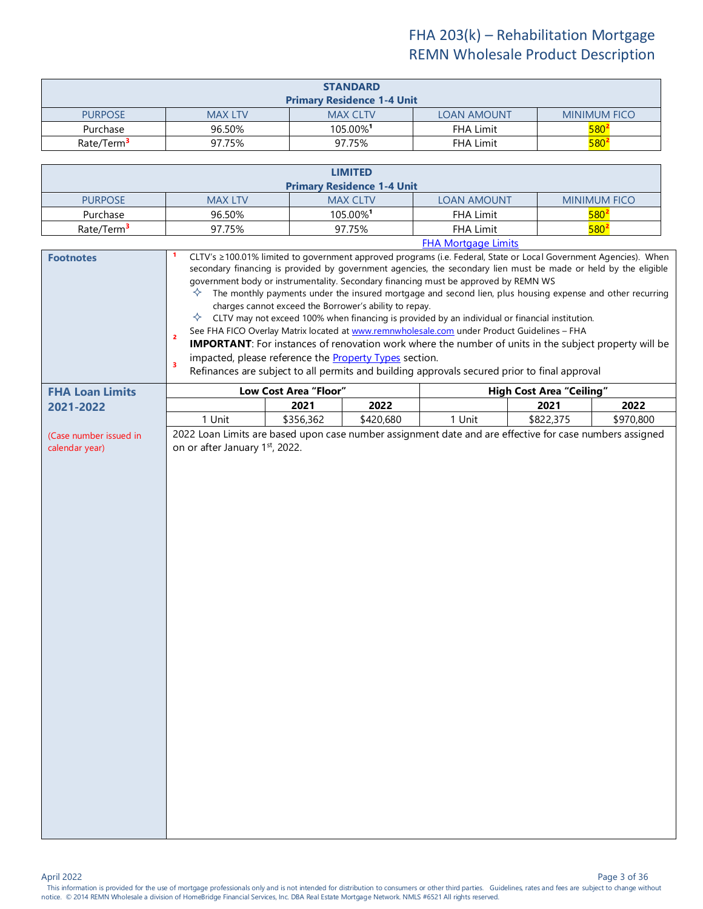| STANDARD Primary Residence 1-4 Unit | | | | |
|---|---|---|---|---|
| PURPOSE | MAX LTV | MAX CLTV | LOAN AMOUNT | MINIMUM FICO |
| Purchase | 96.50% | 105.00%[1] | FHA Limit | 580[2] |
| Rate/Term[3] | 97.75% | 97.75% | FHA Limit | 580[2] |

| LIMITED Primary Residence 1-4 Unit | | | | |
|---|---|---|---|---|
| PURPOSE | MAX LTV | MAX CLTV | LOAN AMOUNT | MINIMUM FICO |
| Purchase | 96.50% | 105.00%[1] | FHA Limit | 580[2] |
| Rate/Term[3] | 97.75% | 97.75% | FHA Limit | 580[2] |

FHA Mortgage Limits

**Footnotes**

[1] CLTV's ≥100.01% limited to government approved programs (i.e. Federal, State or Local Government Agencies). When secondary financing is provided by government agencies, the secondary lien must be made or held by the eligible government body or instrumentality. Secondary financing must be approved by REMN WS

- The monthly payments under the insured mortgage and second lien, plus housing expense and other recurring charges cannot exceed the Borrower's ability to repay.
- CLTV may not exceed 100% when financing is provided by an individual or financial institution.

[2] See FHA FICO Overlay Matrix located at www.remnwholesale.com under Product Guidelines – FHA

**IMPORTANT**: For instances of renovation work where the number of units in the subject property will be impacted, please reference the Property Types section.

[3] Refinances are subject to all permits and building approvals secured prior to final approval

**FHA Loan Limits 2021-2022**

(Case number issued in calendar year)

| Low Cost Area "Floor" | | | High Cost Area "Ceiling" | | |
|---|---|---|---|---|---|
| | 2021 | 2022 | | 2021 | 2022 |
| 1 Unit | $356,362 | $420,680 | 1 Unit | $822,375 | $970,800 |

2022 Loan Limits are based upon case number assignment date and are effective for case numbers assigned on or after January 1st, 2022.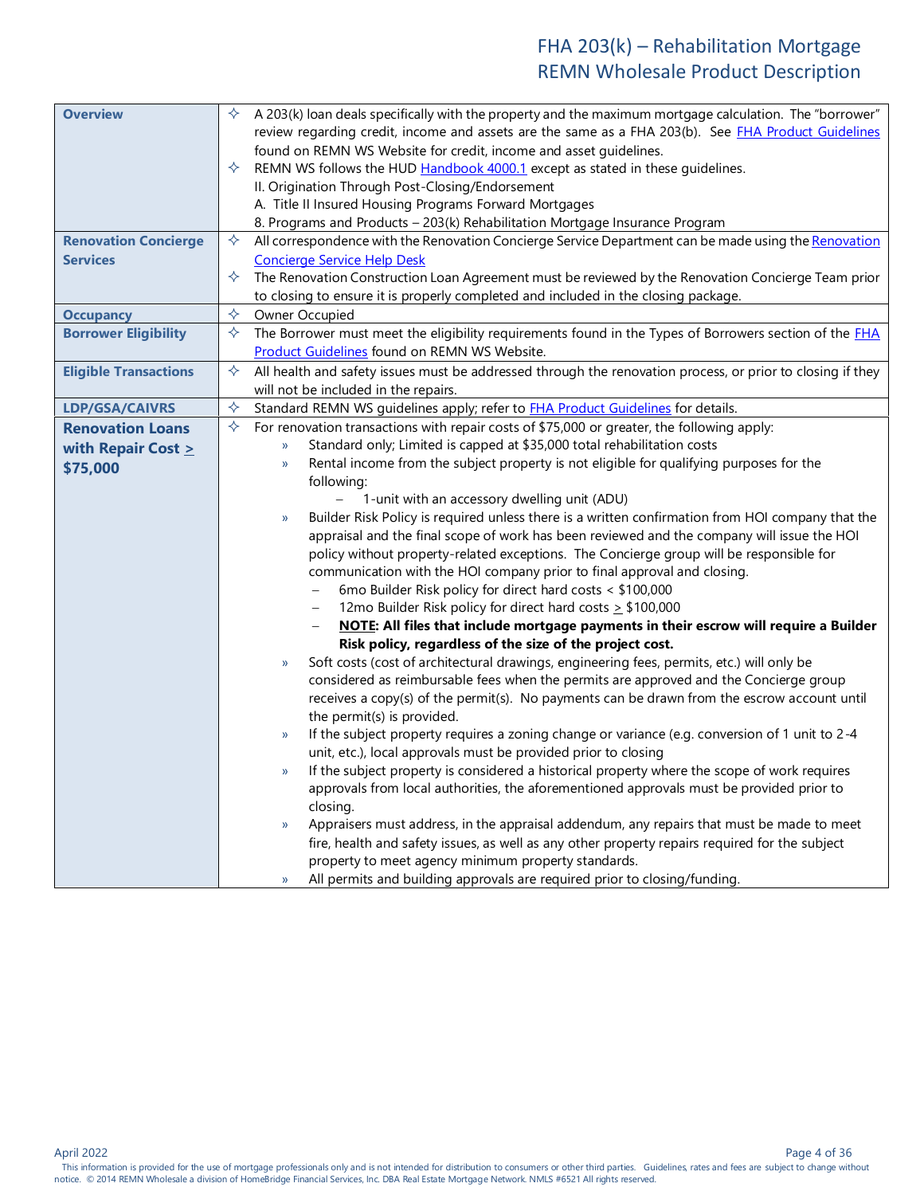# FHA 203(k) – Rehabilitation Mortgage
## REMN Wholesale Product Description

| | |
|---|---|
| **Overview** | ✧ A 203(k) loan deals specifically with the property and the maximum mortgage calculation. The "borrower" review regarding credit, income and assets are the same as a FHA 203(b). See FHA Product Guidelines found on REMN WS Website for credit, income and asset guidelines.<br>✧ REMN WS follows the HUD Handbook 4000.1 except as stated in these guidelines.<br>II. Origination Through Post-Closing/Endorsement<br>A. Title II Insured Housing Programs Forward Mortgages<br>8. Programs and Products – 203(k) Rehabilitation Mortgage Insurance Program |
| **Renovation Concierge Services** | ✧ All correspondence with the Renovation Concierge Service Department can be made using the Renovation Concierge Service Help Desk<br>✧ The Renovation Construction Loan Agreement must be reviewed by the Renovation Concierge Team prior to closing to ensure it is properly completed and included in the closing package. |
| **Occupancy** | ✧ Owner Occupied |
| **Borrower Eligibility** | ✧ The Borrower must meet the eligibility requirements found in the Types of Borrowers section of the FHA Product Guidelines found on REMN WS Website. |
| **Eligible Transactions** | ✧ All health and safety issues must be addressed through the renovation process, or prior to closing if they will not be included in the repairs. |
| **LDP/GSA/CAIVRS** | ✧ Standard REMN WS guidelines apply; refer to FHA Product Guidelines for details. |
| **Renovation Loans with Repair Cost ≥ $75,000** | ✧ For renovation transactions with repair costs of $75,000 or greater, the following apply:<br>» Standard only; Limited is capped at $35,000 total rehabilitation costs<br>» Rental income from the subject property is not eligible for qualifying purposes for the following:<br>– 1-unit with an accessory dwelling unit (ADU)<br>» Builder Risk Policy is required unless there is a written confirmation from HOI company that the appraisal and the final scope of work has been reviewed and the company will issue the HOI policy without property-related exceptions. The Concierge group will be responsible for communication with the HOI company prior to final approval and closing.<br>– 6mo Builder Risk policy for direct hard costs < $100,000<br>– 12mo Builder Risk policy for direct hard costs ≥ $100,000<br>– **NOTE: All files that include mortgage payments in their escrow will require a Builder Risk policy, regardless of the size of the project cost.**<br>» Soft costs (cost of architectural drawings, engineering fees, permits, etc.) will only be considered as reimbursable fees when the permits are approved and the Concierge group receives a copy(s) of the permit(s). No payments can be drawn from the escrow account until the permit(s) is provided.<br>» If the subject property requires a zoning change or variance (e.g. conversion of 1 unit to 2-4 unit, etc.), local approvals must be provided prior to closing<br>» If the subject property is considered a historical property where the scope of work requires approvals from local authorities, the aforementioned approvals must be provided prior to closing.<br>» Appraisers must address, in the appraisal addendum, any repairs that must be made to meet fire, health and safety issues, as well as any other property repairs required for the subject property to meet agency minimum property standards.<br>» All permits and building approvals are required prior to closing/funding. |

April 2022

This information is provided for the use of mortgage professionals only and is not intended for distribution to consumers or other third parties. Guidelines, rates and fees are subject to change without notice. © 2014 REMN Wholesale a division of HomeBridge Financial Services, Inc. DBA Real Estate Mortgage Network. NMLS #6521 All rights reserved.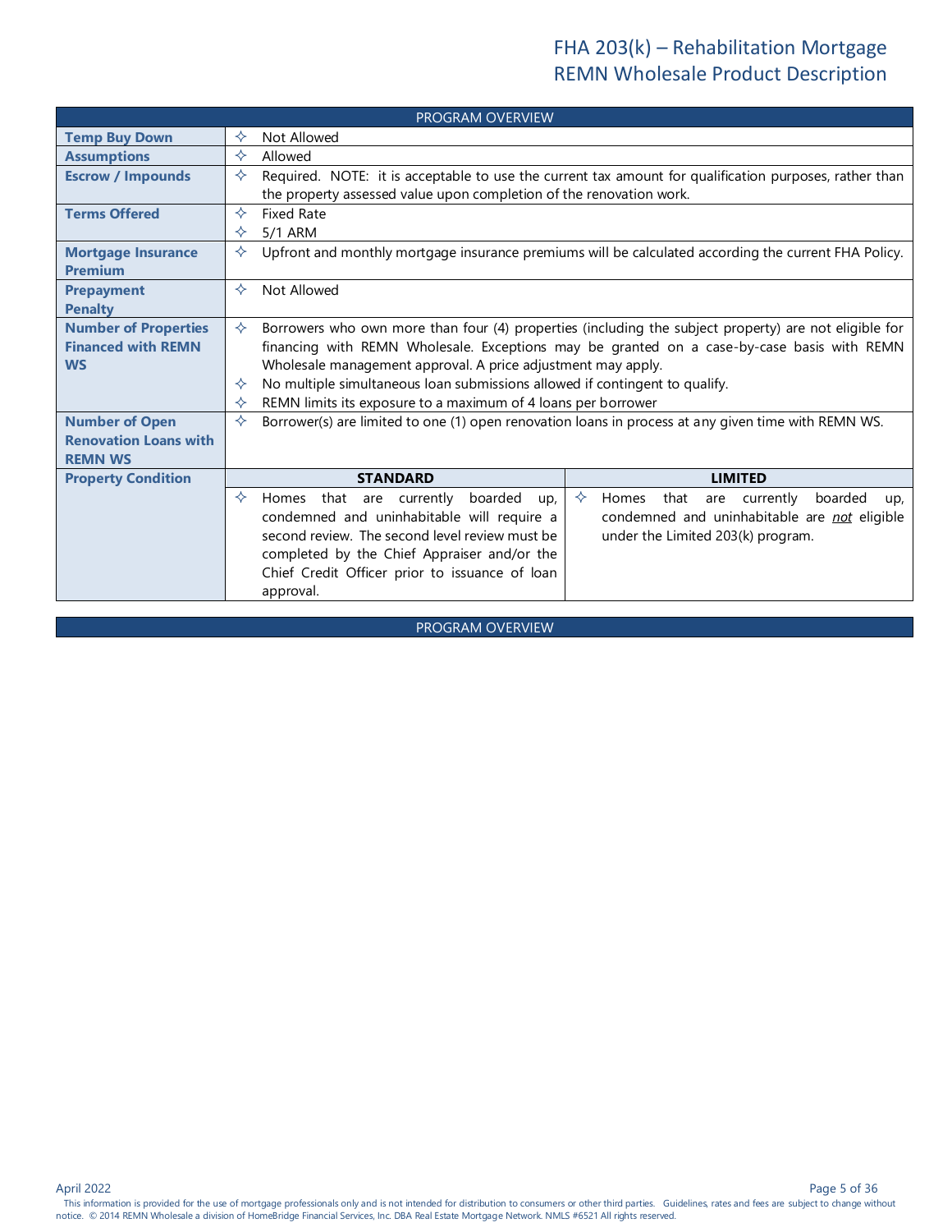| PROGRAM OVERVIEW | | |
|---|---|---|
| **Temp Buy Down** | ✧ Not Allowed | |
| **Assumptions** | ✧ Allowed | |
| **Escrow / Impounds** | ✧ Required. NOTE: it is acceptable to use the current tax amount for qualification purposes, rather than the property assessed value upon completion of the renovation work. | |
| **Terms Offered** | ✧ Fixed Rate<br>✧ 5/1 ARM | |
| **Mortgage Insurance Premium** | ✧ Upfront and monthly mortgage insurance premiums will be calculated according the current FHA Policy. | |
| **Prepayment Penalty** | ✧ Not Allowed | |
| **Number of Properties Financed with REMN WS** | ✧ Borrowers who own more than four (4) properties (including the subject property) are not eligible for financing with REMN Wholesale. Exceptions may be granted on a case-by-case basis with REMN Wholesale management approval. A price adjustment may apply.<br>✧ No multiple simultaneous loan submissions allowed if contingent to qualify.<br>✧ REMN limits its exposure to a maximum of 4 loans per borrower | |
| **Number of Open Renovation Loans with REMN WS** | ✧ Borrower(s) are limited to one (1) open renovation loans in process at any given time with REMN WS. | |
| **Property Condition** | **STANDARD** | **LIMITED** |
| | ✧ Homes that are currently boarded up, condemned and uninhabitable will require a second review. The second level review must be completed by the Chief Appraiser and/or the Chief Credit Officer prior to issuance of loan approval. | ✧ Homes that are currently boarded up, condemned and uninhabitable are ***not*** eligible under the Limited 203(k) program. |

| PROGRAM OVERVIEW |
|---|

April 2022

This information is provided for the use of mortgage professionals only and is not intended for distribution to consumers or other third parties. Guidelines, rates and fees are subject to change without notice. © 2014 REMN Wholesale a division of HomeBridge Financial Services, Inc. DBA Real Estate Mortgage Network. NMLS #6521 All rights reserved.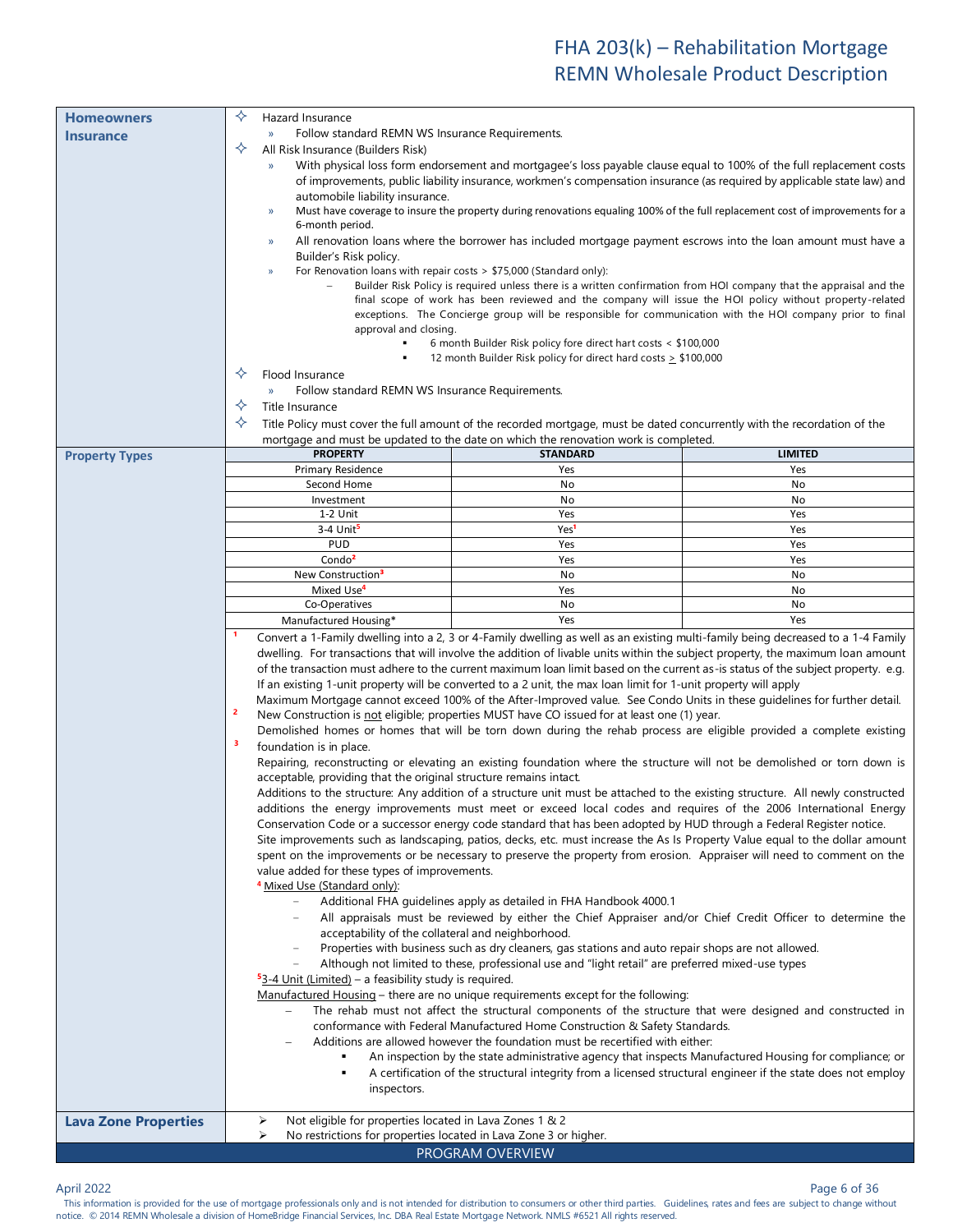### Homeowners Insurance

- Hazard Insurance
  - Follow standard REMN WS Insurance Requirements.
- All Risk Insurance (Builders Risk)
  - With physical loss form endorsement and mortgagee's loss payable clause equal to 100% of the full replacement costs of improvements, public liability insurance, workmen's compensation insurance (as required by applicable state law) and automobile liability insurance.
  - Must have coverage to insure the property during renovations equaling 100% of the full replacement cost of improvements for a 6-month period.
  - All renovation loans where the borrower has included mortgage payment escrows into the loan amount must have a Builder's Risk policy.
  - For Renovation loans with repair costs > $75,000 (Standard only):
    - Builder Risk Policy is required unless there is a written confirmation from HOI company that the appraisal and the final scope of work has been reviewed and the company will issue the HOI policy without property-related exceptions. The Concierge group will be responsible for communication with the HOI company prior to final approval and closing.
      - 6 month Builder Risk policy fore direct hart costs < $100,000
      - 12 month Builder Risk policy for direct hard costs ≥ $100,000
- Flood Insurance
  - Follow standard REMN WS Insurance Requirements.
- Title Insurance
- Title Policy must cover the full amount of the recorded mortgage, must be dated concurrently with the recordation of the mortgage and must be updated to the date on which the renovation work is completed.

### Property Types

| PROPERTY | STANDARD | LIMITED |
|---|---|---|
| Primary Residence | Yes | Yes |
| Second Home | No | No |
| Investment | No | No |
| 1-2 Unit | Yes | Yes |
| 3-4 Unit[5] | Yes[1] | Yes |
| PUD | Yes | Yes |
| Condo[2] | Yes | Yes |
| New Construction[3] | No | No |
| Mixed Use[4] | Yes | No |
| Co-Operatives | No | No |
| Manufactured Housing* | Yes | Yes |

[1] Convert a 1-Family dwelling into a 2, 3 or 4-Family dwelling as well as an existing multi-family being decreased to a 1-4 Family dwelling. For transactions that will involve the addition of livable units within the subject property, the maximum loan amount of the transaction must adhere to the current maximum loan limit based on the current as-is status of the subject property. e.g. If an existing 1-unit property will be converted to a 2 unit, the max loan limit for 1-unit property will apply

Maximum Mortgage cannot exceed 100% of the After-Improved value. See Condo Units in these guidelines for further detail.

[2] New Construction is not eligible; properties MUST have CO issued for at least one (1) year.

[3] Demolished homes or homes that will be torn down during the rehab process are eligible provided a complete existing foundation is in place.

Repairing, reconstructing or elevating an existing foundation where the structure will not be demolished or torn down is acceptable, providing that the original structure remains intact.

Additions to the structure: Any addition of a structure unit must be attached to the existing structure. All newly constructed additions the energy improvements must meet or exceed local codes and requires of the 2006 International Energy Conservation Code or a successor energy code standard that has been adopted by HUD through a Federal Register notice.

Site improvements such as landscaping, patios, decks, etc. must increase the As Is Property Value equal to the dollar amount spent on the improvements or be necessary to preserve the property from erosion. Appraiser will need to comment on the value added for these types of improvements.

[4] Mixed Use (Standard only):

- Additional FHA guidelines apply as detailed in FHA Handbook 4000.1
- All appraisals must be reviewed by either the Chief Appraiser and/or Chief Credit Officer to determine the acceptability of the collateral and neighborhood.
- Properties with business such as dry cleaners, gas stations and auto repair shops are not allowed.
- Although not limited to these, professional use and "light retail" are preferred mixed-use types

[5] 3-4 Unit (Limited) – a feasibility study is required.

Manufactured Housing – there are no unique requirements except for the following:

- The rehab must not affect the structural components of the structure that were designed and constructed in conformance with Federal Manufactured Home Construction & Safety Standards.
- Additions are allowed however the foundation must be recertified with either:
  - An inspection by the state administrative agency that inspects Manufactured Housing for compliance; or
  - A certification of the structural integrity from a licensed structural engineer if the state does not employ inspectors.

### Lava Zone Properties

- Not eligible for properties located in Lava Zones 1 & 2
- No restrictions for properties located in Lava Zone 3 or higher.

PROGRAM OVERVIEW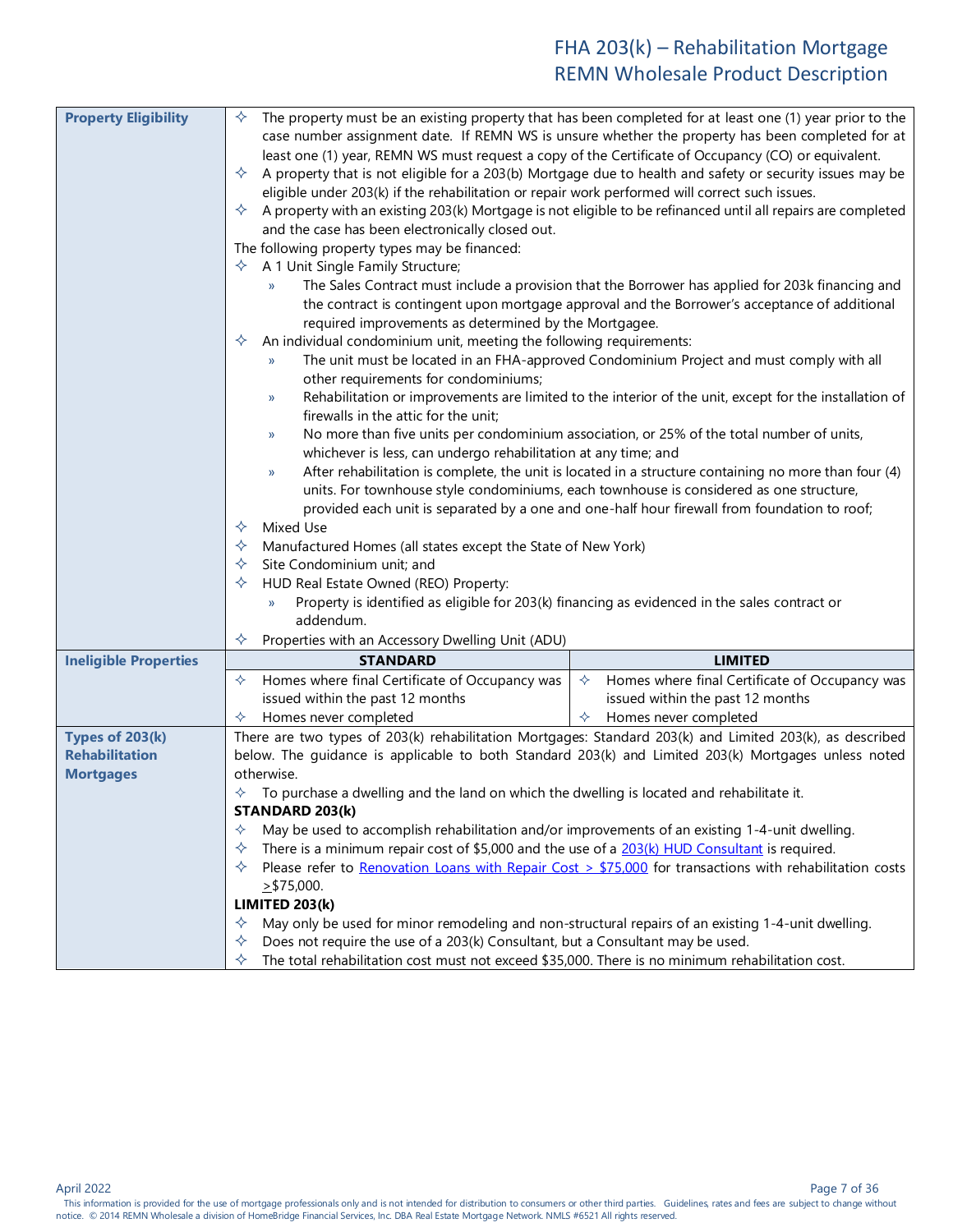| | |
|---|---|
| **Property Eligibility** | ✧ The property must be an existing property that has been completed for at least one (1) year prior to the case number assignment date. If REMN WS is unsure whether the property has been completed for at least one (1) year, REMN WS must request a copy of the Certificate of Occupancy (CO) or equivalent.<br>✧ A property that is not eligible for a 203(b) Mortgage due to health and safety or security issues may be eligible under 203(k) if the rehabilitation or repair work performed will correct such issues.<br>✧ A property with an existing 203(k) Mortgage is not eligible to be refinanced until all repairs are completed and the case has been electronically closed out.<br>The following property types may be financed:<br>✧ A 1 Unit Single Family Structure;<br>» The Sales Contract must include a provision that the Borrower has applied for 203k financing and the contract is contingent upon mortgage approval and the Borrower's acceptance of additional required improvements as determined by the Mortgagee.<br>✧ An individual condominium unit, meeting the following requirements:<br>» The unit must be located in an FHA-approved Condominium Project and must comply with all other requirements for condominiums;<br>» Rehabilitation or improvements are limited to the interior of the unit, except for the installation of firewalls in the attic for the unit;<br>» No more than five units per condominium association, or 25% of the total number of units, whichever is less, can undergo rehabilitation at any time; and<br>» After rehabilitation is complete, the unit is located in a structure containing no more than four (4) units. For townhouse style condominiums, each townhouse is considered as one structure, provided each unit is separated by a one and one-half hour firewall from foundation to roof;<br>✧ Mixed Use<br>✧ Manufactured Homes (all states except the State of New York)<br>✧ Site Condominium unit; and<br>✧ HUD Real Estate Owned (REO) Property:<br>» Property is identified as eligible for 203(k) financing as evidenced in the sales contract or addendum.<br>✧ Properties with an Accessory Dwelling Unit (ADU) |

| | STANDARD | LIMITED |
|---|---|---|
| **Ineligible Properties** | ✧ Homes where final Certificate of Occupancy was issued within the past 12 months<br>✧ Homes never completed | ✧ Homes where final Certificate of Occupancy was issued within the past 12 months<br>✧ Homes never completed |

| | |
|---|---|
| **Types of 203(k) Rehabilitation Mortgages** | There are two types of 203(k) rehabilitation Mortgages: Standard 203(k) and Limited 203(k), as described below. The guidance is applicable to both Standard 203(k) and Limited 203(k) Mortgages unless noted otherwise.<br>✧ To purchase a dwelling and the land on which the dwelling is located and rehabilitate it.<br>**STANDARD 203(k)**<br>✧ May be used to accomplish rehabilitation and/or improvements of an existing 1-4-unit dwelling.<br>✧ There is a minimum repair cost of $5,000 and the use of a 203(k) HUD Consultant is required.<br>✧ Please refer to Renovation Loans with Repair Cost > $75,000 for transactions with rehabilitation costs ≥$75,000.<br>**LIMITED 203(k)**<br>✧ May only be used for minor remodeling and non-structural repairs of an existing 1-4-unit dwelling.<br>✧ Does not require the use of a 203(k) Consultant, but a Consultant may be used.<br>✧ The total rehabilitation cost must not exceed $35,000. There is no minimum rehabilitation cost. |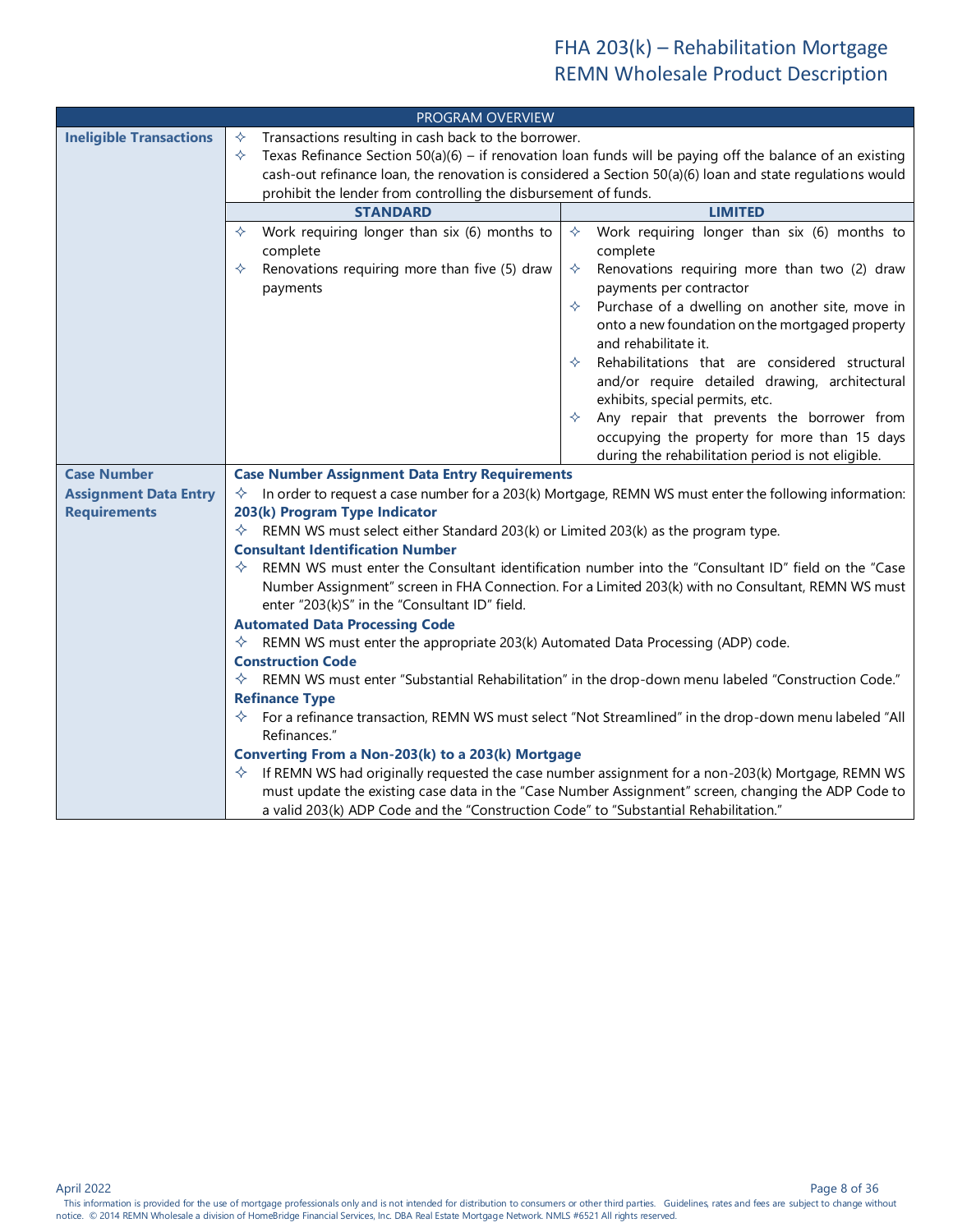| PROGRAM OVERVIEW | | |
|---|---|---|
| **Ineligible Transactions** | ✧ Transactions resulting in cash back to the borrower.<br>✧ Texas Refinance Section 50(a)(6) – if renovation loan funds will be paying off the balance of an existing cash-out refinance loan, the renovation is considered a Section 50(a)(6) loan and state regulations would prohibit the lender from controlling the disbursement of funds. | |
| | **STANDARD** | **LIMITED** |
| | ✧ Work requiring longer than six (6) months to complete<br>✧ Renovations requiring more than five (5) draw payments | ✧ Work requiring longer than six (6) months to complete<br>✧ Renovations requiring more than two (2) draw payments per contractor<br>✧ Purchase of a dwelling on another site, move in onto a new foundation on the mortgaged property and rehabilitate it.<br>✧ Rehabilitations that are considered structural and/or require detailed drawing, architectural exhibits, special permits, etc.<br>✧ Any repair that prevents the borrower from occupying the property for more than 15 days during the rehabilitation period is not eligible. |
| **Case Number Assignment Data Entry Requirements** | **Case Number Assignment Data Entry Requirements**<br>✧ In order to request a case number for a 203(k) Mortgage, REMN WS must enter the following information:<br>**203(k) Program Type Indicator**<br>✧ REMN WS must select either Standard 203(k) or Limited 203(k) as the program type.<br>**Consultant Identification Number**<br>✧ REMN WS must enter the Consultant identification number into the "Consultant ID" field on the "Case Number Assignment" screen in FHA Connection. For a Limited 203(k) with no Consultant, REMN WS must enter "203(k)S" in the "Consultant ID" field.<br>**Automated Data Processing Code**<br>✧ REMN WS must enter the appropriate 203(k) Automated Data Processing (ADP) code.<br>**Construction Code**<br>✧ REMN WS must enter "Substantial Rehabilitation" in the drop-down menu labeled "Construction Code."<br>**Refinance Type**<br>✧ For a refinance transaction, REMN WS must select "Not Streamlined" in the drop-down menu labeled "All Refinances."<br>**Converting From a Non-203(k) to a 203(k) Mortgage**<br>✧ If REMN WS had originally requested the case number assignment for a non-203(k) Mortgage, REMN WS must update the existing case data in the "Case Number Assignment" screen, changing the ADP Code to a valid 203(k) ADP Code and the "Construction Code" to "Substantial Rehabilitation." | |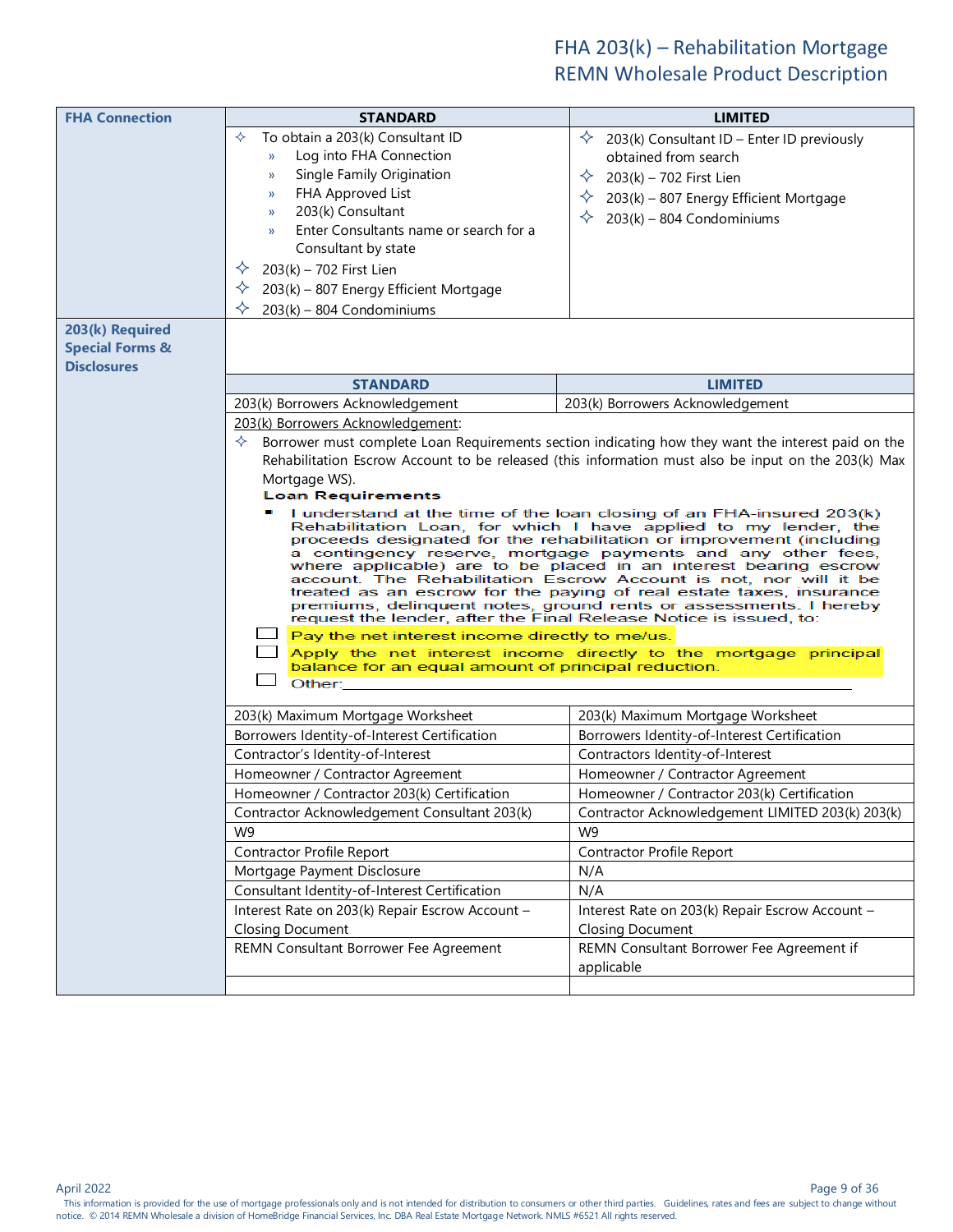| | STANDARD | LIMITED |
|---|---|---|
| **FHA Connection** | ✧ To obtain a 203(k) Consultant ID<br>» Log into FHA Connection<br>» Single Family Origination<br>» FHA Approved List<br>» 203(k) Consultant<br>» Enter Consultants name or search for a Consultant by state<br>✧ 203(k) – 702 First Lien<br>✧ 203(k) – 807 Energy Efficient Mortgage<br>✧ 203(k) – 804 Condominiums | ✧ 203(k) Consultant ID – Enter ID previously obtained from search<br>✧ 203(k) – 702 First Lien<br>✧ 203(k) – 807 Energy Efficient Mortgage<br>✧ 203(k) – 804 Condominiums |

**203(k) Required Special Forms & Disclosures**

| STANDARD | LIMITED |
|---|---|
| 203(k) Borrowers Acknowledgement | 203(k) Borrowers Acknowledgement |

203(k) Borrowers Acknowledgement:

✧ Borrower must complete Loan Requirements section indicating how they want the interest paid on the Rehabilitation Escrow Account to be released (this information must also be input on the 203(k) Max Mortgage WS).

**Loan Requirements**

- I understand at the time of the loan closing of an FHA-insured 203(k) Rehabilitation Loan, for which I have applied to my lender, the proceeds designated for the rehabilitation or improvement (including a contingency reserve, mortgage payments and any other fees, where applicable) are to be placed in an interest bearing escrow account. The Rehabilitation Escrow Account is not, nor will it be treated as an escrow for the paying of real estate taxes, insurance premiums, delinquent notes, ground rents or assessments. I hereby request the lender, after the Final Release Notice is issued, to:

☐ Pay the net interest income directly to me/us.

☐ Apply the net interest income directly to the mortgage principal balance for an equal amount of principal reduction.

☐ Other:________________________________

| STANDARD | LIMITED |
|---|---|
| 203(k) Maximum Mortgage Worksheet | 203(k) Maximum Mortgage Worksheet |
| Borrowers Identity-of-Interest Certification | Borrowers Identity-of-Interest Certification |
| Contractor's Identity-of-Interest | Contractors Identity-of-Interest |
| Homeowner / Contractor Agreement | Homeowner / Contractor Agreement |
| Homeowner / Contractor 203(k) Certification | Homeowner / Contractor 203(k) Certification |
| Contractor Acknowledgement Consultant 203(k) | Contractor Acknowledgement LIMITED 203(k) 203(k) |
| W9 | W9 |
| Contractor Profile Report | Contractor Profile Report |
| Mortgage Payment Disclosure | N/A |
| Consultant Identity-of-Interest Certification | N/A |
| Interest Rate on 203(k) Repair Escrow Account – Closing Document | Interest Rate on 203(k) Repair Escrow Account – Closing Document |
| REMN Consultant Borrower Fee Agreement | REMN Consultant Borrower Fee Agreement if applicable |
| | |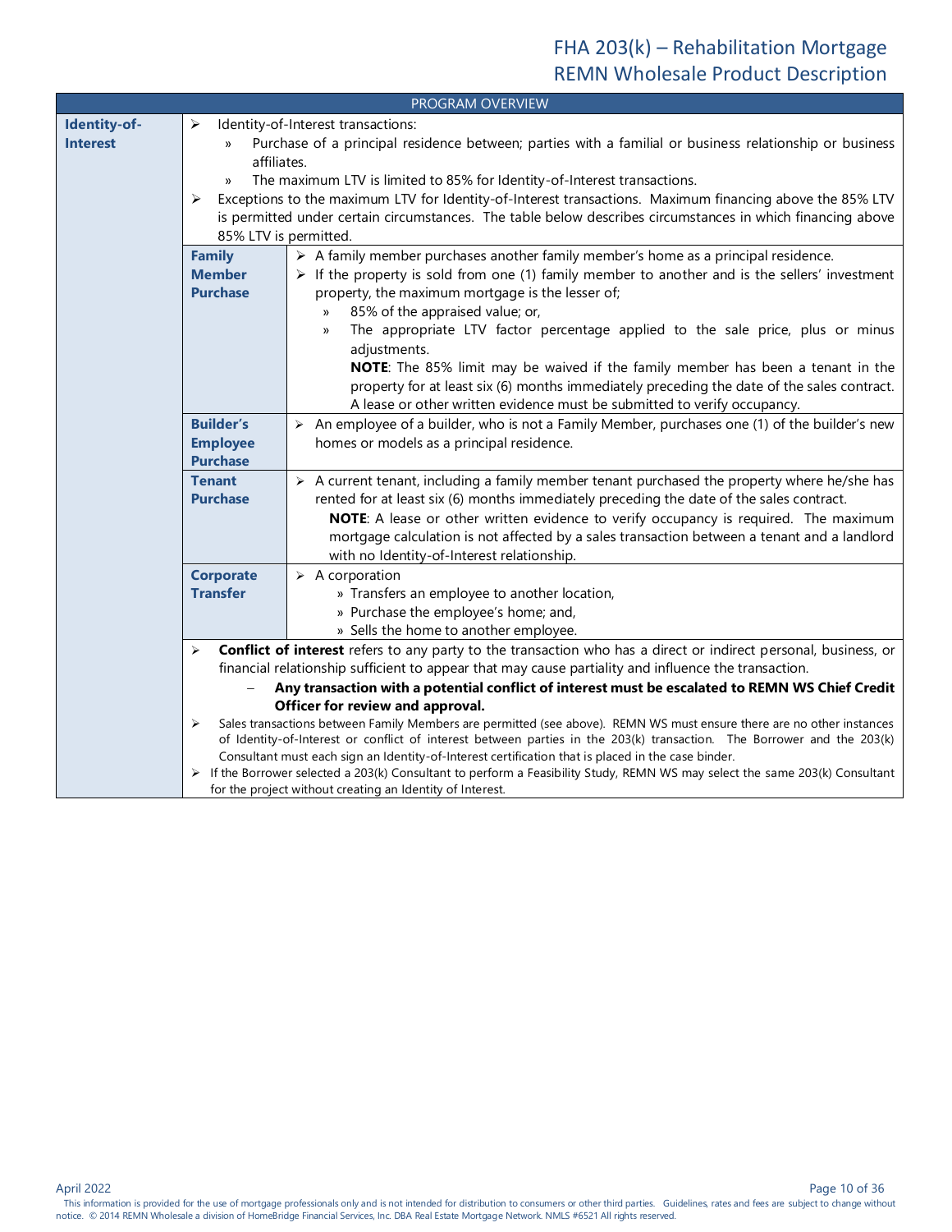## PROGRAM OVERVIEW

### Identity-of-Interest

- Identity-of-Interest transactions:
  - Purchase of a principal residence between; parties with a familial or business relationship or business affiliates.
  - The maximum LTV is limited to 85% for Identity-of-Interest transactions.
- Exceptions to the maximum LTV for Identity-of-Interest transactions. Maximum financing above the 85% LTV is permitted under certain circumstances. The table below describes circumstances in which financing above 85% LTV is permitted.

| Circumstance | Description |
|---|---|
| **Family Member Purchase** | ➢ A family member purchases another family member's home as a principal residence.<br>➢ If the property is sold from one (1) family member to another and is the sellers' investment property, the maximum mortgage is the lesser of;<br>» 85% of the appraised value; or,<br>» The appropriate LTV factor percentage applied to the sale price, plus or minus adjustments.<br>**NOTE**: The 85% limit may be waived if the family member has been a tenant in the property for at least six (6) months immediately preceding the date of the sales contract. A lease or other written evidence must be submitted to verify occupancy. |
| **Builder's Employee Purchase** | ➢ An employee of a builder, who is not a Family Member, purchases one (1) of the builder's new homes or models as a principal residence. |
| **Tenant Purchase** | ➢ A current tenant, including a family member tenant purchased the property where he/she has rented for at least six (6) months immediately preceding the date of the sales contract.<br>**NOTE**: A lease or other written evidence to verify occupancy is required. The maximum mortgage calculation is not affected by a sales transaction between a tenant and a landlord with no Identity-of-Interest relationship. |
| **Corporate Transfer** | ➢ A corporation<br>» Transfers an employee to another location,<br>» Purchase the employee's home; and,<br>» Sells the home to another employee. |

- **Conflict of interest** refers to any party to the transaction who has a direct or indirect personal, business, or financial relationship sufficient to appear that may cause partiality and influence the transaction.
  - **Any transaction with a potential conflict of interest must be escalated to REMN WS Chief Credit Officer for review and approval.**
- Sales transactions between Family Members are permitted (see above). REMN WS must ensure there are no other instances of Identity-of-Interest or conflict of interest between parties in the 203(k) transaction. The Borrower and the 203(k) Consultant must each sign an Identity-of-Interest certification that is placed in the case binder.
- If the Borrower selected a 203(k) Consultant to perform a Feasibility Study, REMN WS may select the same 203(k) Consultant for the project without creating an Identity of Interest.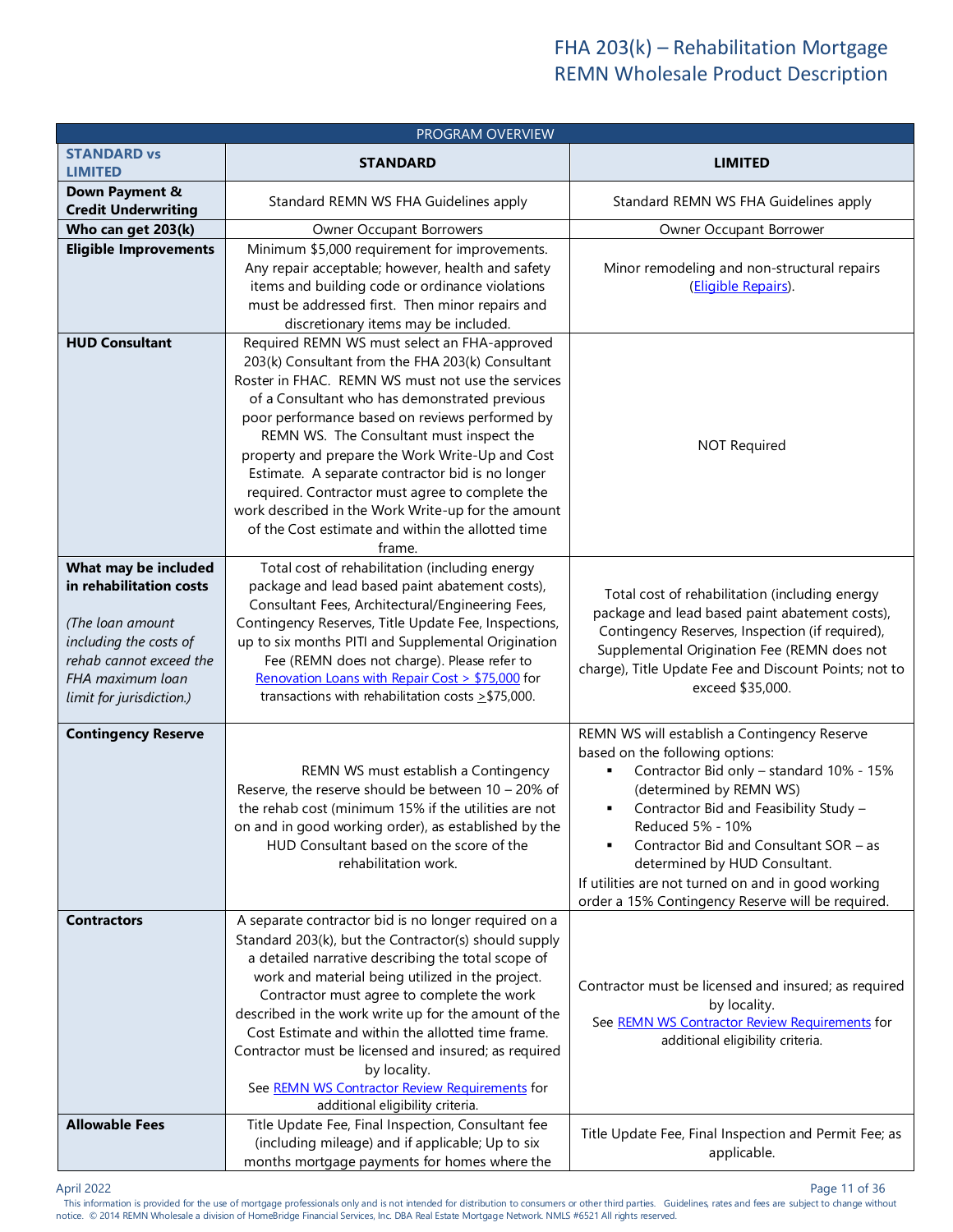| PROGRAM OVERVIEW | | |
|---|---|---|
| **STANDARD vs LIMITED** | **STANDARD** | **LIMITED** |
| **Down Payment & Credit Underwriting** | Standard REMN WS FHA Guidelines apply | Standard REMN WS FHA Guidelines apply |
| **Who can get 203(k)** | Owner Occupant Borrowers | Owner Occupant Borrower |
| **Eligible Improvements** | Minimum $5,000 requirement for improvements. Any repair acceptable; however, health and safety items and building code or ordinance violations must be addressed first. Then minor repairs and discretionary items may be included. | Minor remodeling and non-structural repairs (Eligible Repairs). |
| **HUD Consultant** | Required REMN WS must select an FHA-approved 203(k) Consultant from the FHA 203(k) Consultant Roster in FHAC. REMN WS must not use the services of a Consultant who has demonstrated previous poor performance based on reviews performed by REMN WS. The Consultant must inspect the property and prepare the Work Write-Up and Cost Estimate. A separate contractor bid is no longer required. Contractor must agree to complete the work described in the Work Write-up for the amount of the Cost estimate and within the allotted time frame. | NOT Required |
| **What may be included in rehabilitation costs** <br><br> *(The loan amount including the costs of rehab cannot exceed the FHA maximum loan limit for jurisdiction.)* | Total cost of rehabilitation (including energy package and lead based paint abatement costs), Consultant Fees, Architectural/Engineering Fees, Contingency Reserves, Title Update Fee, Inspections, up to six months PITI and Supplemental Origination Fee (REMN does not charge). Please refer to Renovation Loans with Repair Cost > $75,000 for transactions with rehabilitation costs ≥$75,000. | Total cost of rehabilitation (including energy package and lead based paint abatement costs), Contingency Reserves, Inspection (if required), Supplemental Origination Fee (REMN does not charge), Title Update Fee and Discount Points; not to exceed $35,000. |
| **Contingency Reserve** | REMN WS must establish a Contingency Reserve, the reserve should be between 10 – 20% of the rehab cost (minimum 15% if the utilities are not on and in good working order), as established by the HUD Consultant based on the score of the rehabilitation work. | REMN WS will establish a Contingency Reserve based on the following options:<br>▪ Contractor Bid only – standard 10% - 15% (determined by REMN WS)<br>▪ Contractor Bid and Feasibility Study – Reduced 5% - 10%<br>▪ Contractor Bid and Consultant SOR – as determined by HUD Consultant.<br>If utilities are not turned on and in good working order a 15% Contingency Reserve will be required. |
| **Contractors** | A separate contractor bid is no longer required on a Standard 203(k), but the Contractor(s) should supply a detailed narrative describing the total scope of work and material being utilized in the project. Contractor must agree to complete the work described in the work write up for the amount of the Cost Estimate and within the allotted time frame. Contractor must be licensed and insured; as required by locality.<br>See REMN WS Contractor Review Requirements for additional eligibility criteria. | Contractor must be licensed and insured; as required by locality.<br>See REMN WS Contractor Review Requirements for additional eligibility criteria. |
| **Allowable Fees** | Title Update Fee, Final Inspection, Consultant fee (including mileage) and if applicable; Up to six months mortgage payments for homes where the | Title Update Fee, Final Inspection and Permit Fee; as applicable. |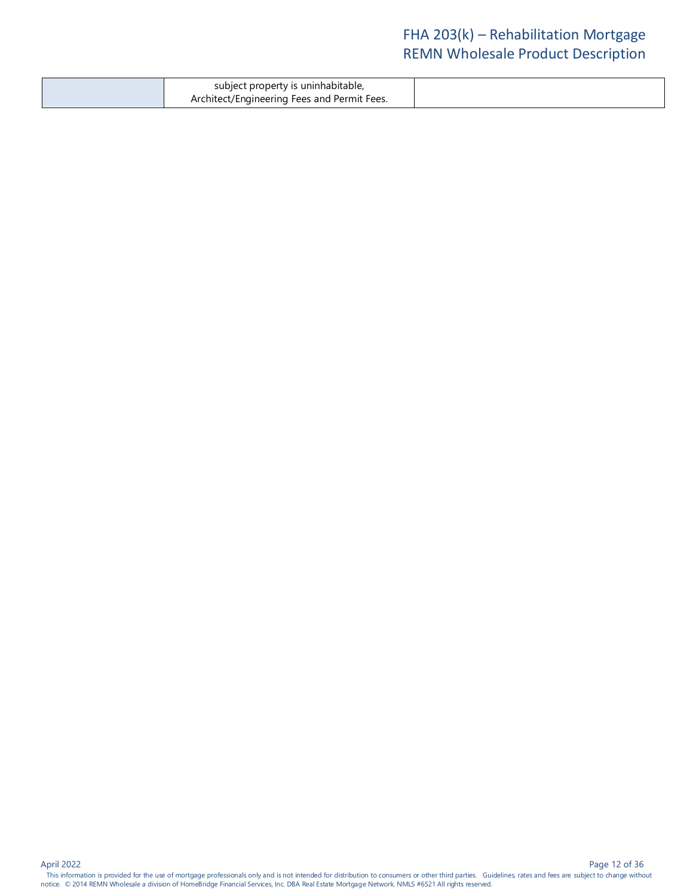| | | |
|---|---|---|
| | subject property is uninhabitable, Architect/Engineering Fees and Permit Fees. | |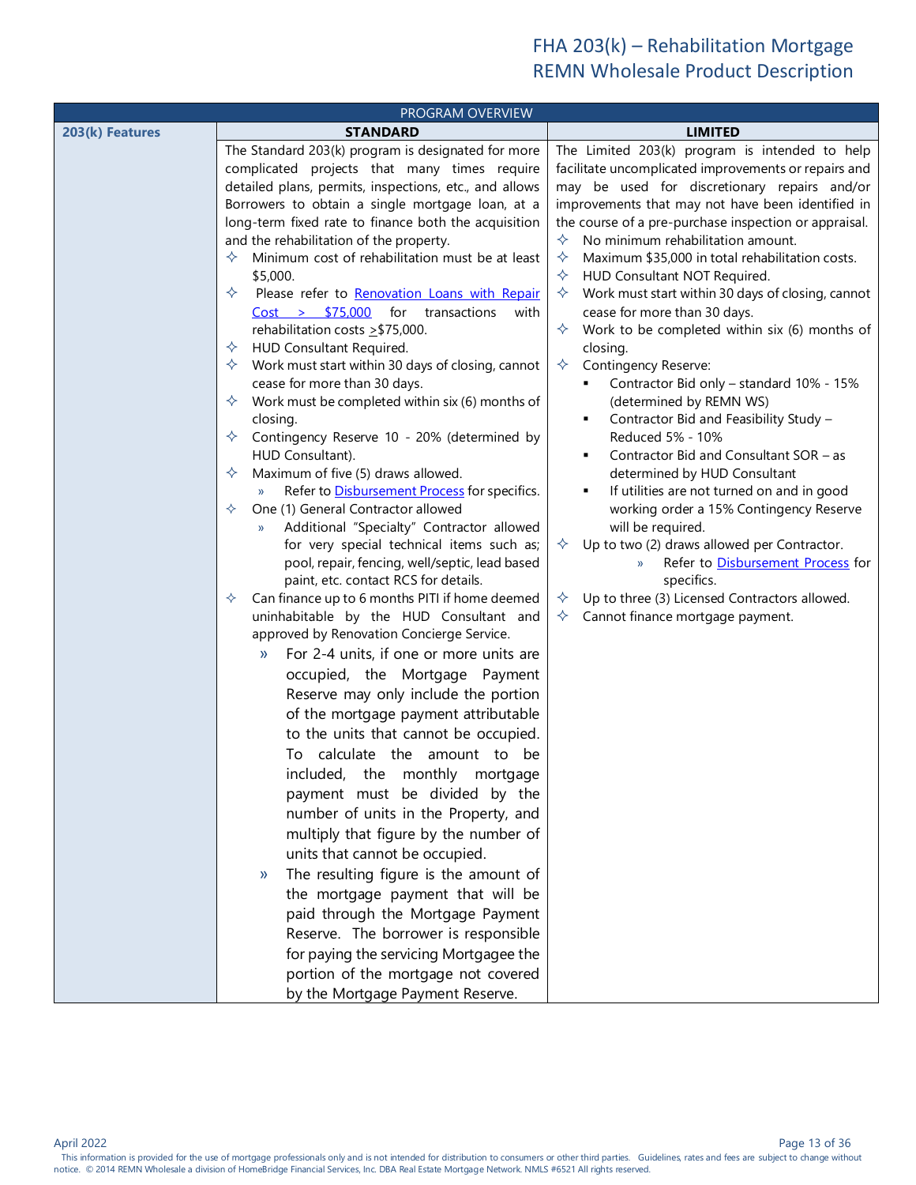# FHA 203(k) – Rehabilitation Mortgage
## REMN Wholesale Product Description

| PROGRAM OVERVIEW | | |
|---|---|---|
| **203(k) Features** | **STANDARD** | **LIMITED** |
| | The Standard 203(k) program is designated for more complicated projects that many times require detailed plans, permits, inspections, etc., and allows Borrowers to obtain a single mortgage loan, at a long-term fixed rate to finance both the acquisition and the rehabilitation of the property.<br>✧ Minimum cost of rehabilitation must be at least $5,000.<br>✧ Please refer to Renovation Loans with Repair Cost > $75,000 for transactions with rehabilitation costs >$75,000.<br>✧ HUD Consultant Required.<br>✧ Work must start within 30 days of closing, cannot cease for more than 30 days.<br>✧ Work must be completed within six (6) months of closing.<br>✧ Contingency Reserve 10 - 20% (determined by HUD Consultant).<br>✧ Maximum of five (5) draws allowed.<br>» Refer to Disbursement Process for specifics.<br>✧ One (1) General Contractor allowed<br>» Additional "Specialty" Contractor allowed for very special technical items such as; pool, repair, fencing, well/septic, lead based paint, etc. contact RCS for details.<br>✧ Can finance up to 6 months PITI if home deemed uninhabitable by the HUD Consultant and approved by Renovation Concierge Service.<br>» For 2-4 units, if one or more units are occupied, the Mortgage Payment Reserve may only include the portion of the mortgage payment attributable to the units that cannot be occupied. To calculate the amount to be included, the monthly mortgage payment must be divided by the number of units in the Property, and multiply that figure by the number of units that cannot be occupied.<br>» The resulting figure is the amount of the mortgage payment that will be paid through the Mortgage Payment Reserve. The borrower is responsible for paying the servicing Mortgagee the portion of the mortgage not covered by the Mortgage Payment Reserve. | The Limited 203(k) program is intended to help facilitate uncomplicated improvements or repairs and may be used for discretionary repairs and/or improvements that may not have been identified in the course of a pre-purchase inspection or appraisal.<br>✧ No minimum rehabilitation amount.<br>✧ Maximum $35,000 in total rehabilitation costs.<br>✧ HUD Consultant NOT Required.<br>✧ Work must start within 30 days of closing, cannot cease for more than 30 days.<br>✧ Work to be completed within six (6) months of closing.<br>✧ Contingency Reserve:<br>▪ Contractor Bid only – standard 10% - 15% (determined by REMN WS)<br>▪ Contractor Bid and Feasibility Study – Reduced 5% - 10%<br>▪ Contractor Bid and Consultant SOR – as determined by HUD Consultant<br>▪ If utilities are not turned on and in good working order a 15% Contingency Reserve will be required.<br>✧ Up to two (2) draws allowed per Contractor.<br>» Refer to Disbursement Process for specifics.<br>✧ Up to three (3) Licensed Contractors allowed.<br>✧ Cannot finance mortgage payment. |

April 2022

This information is provided for the use of mortgage professionals only and is not intended for distribution to consumers or other third parties. Guidelines, rates and fees are subject to change without notice. © 2014 REMN Wholesale a division of HomeBridge Financial Services, Inc. DBA Real Estate Mortgage Network. NMLS #6521 All rights reserved.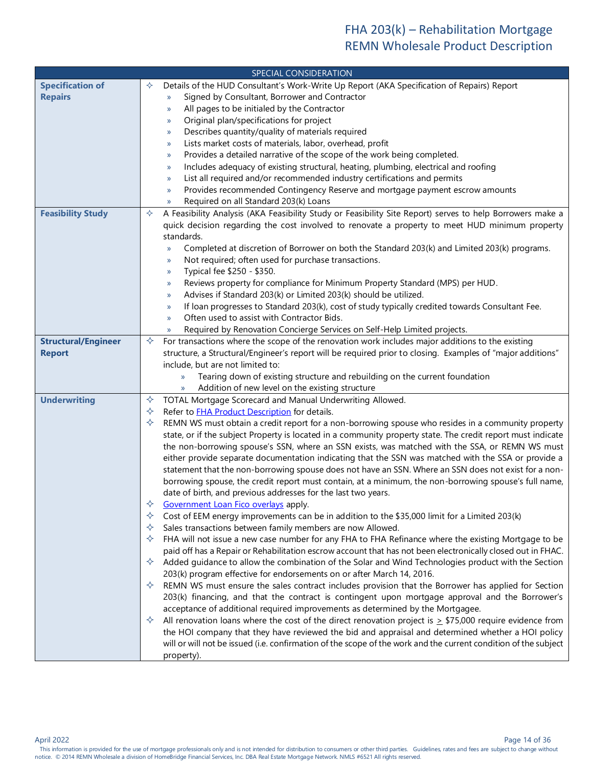# FHA 203(k) – Rehabilitation Mortgage
## REMN Wholesale Product Description

| SPECIAL CONSIDERATION | |
|---|---|
| **Specification of Repairs** | ✧ Details of the HUD Consultant's Work-Write Up Report (AKA Specification of Repairs) Report<br>» Signed by Consultant, Borrower and Contractor<br>» All pages to be initialed by the Contractor<br>» Original plan/specifications for project<br>» Describes quantity/quality of materials required<br>» Lists market costs of materials, labor, overhead, profit<br>» Provides a detailed narrative of the scope of the work being completed.<br>» Includes adequacy of existing structural, heating, plumbing, electrical and roofing<br>» List all required and/or recommended industry certifications and permits<br>» Provides recommended Contingency Reserve and mortgage payment escrow amounts<br>» Required on all Standard 203(k) Loans |
| **Feasibility Study** | ✧ A Feasibility Analysis (AKA Feasibility Study or Feasibility Site Report) serves to help Borrowers make a quick decision regarding the cost involved to renovate a property to meet HUD minimum property standards.<br>» Completed at discretion of Borrower on both the Standard 203(k) and Limited 203(k) programs.<br>» Not required; often used for purchase transactions.<br>» Typical fee $250 - $350.<br>» Reviews property for compliance for Minimum Property Standard (MPS) per HUD.<br>» Advises if Standard 203(k) or Limited 203(k) should be utilized.<br>» If loan progresses to Standard 203(k), cost of study typically credited towards Consultant Fee.<br>» Often used to assist with Contractor Bids.<br>» Required by Renovation Concierge Services on Self-Help Limited projects. |
| **Structural/Engineer Report** | ✧ For transactions where the scope of the renovation work includes major additions to the existing structure, a Structural/Engineer's report will be required prior to closing. Examples of "major additions" include, but are not limited to:<br>» Tearing down of existing structure and rebuilding on the current foundation<br>» Addition of new level on the existing structure |
| **Underwriting** | ✧ TOTAL Mortgage Scorecard and Manual Underwriting Allowed.<br>✧ Refer to FHA Product Description for details.<br>✧ REMN WS must obtain a credit report for a non-borrowing spouse who resides in a community property state, or if the subject Property is located in a community property state. The credit report must indicate the non-borrowing spouse's SSN, where an SSN exists, was matched with the SSA, or REMN WS must either provide separate documentation indicating that the SSN was matched with the SSA or provide a statement that the non-borrowing spouse does not have an SSN. Where an SSN does not exist for a non-borrowing spouse, the credit report must contain, at a minimum, the non-borrowing spouse's full name, date of birth, and previous addresses for the last two years.<br>✧ Government Loan Fico overlays apply.<br>✧ Cost of EEM energy improvements can be in addition to the $35,000 limit for a Limited 203(k)<br>✧ Sales transactions between family members are now Allowed.<br>✧ FHA will not issue a new case number for any FHA to FHA Refinance where the existing Mortgage to be paid off has a Repair or Rehabilitation escrow account that has not been electronically closed out in FHAC.<br>✧ Added guidance to allow the combination of the Solar and Wind Technologies product with the Section 203(k) program effective for endorsements on or after March 14, 2016.<br>✧ REMN WS must ensure the sales contract includes provision that the Borrower has applied for Section 203(k) financing, and that the contract is contingent upon mortgage approval and the Borrower's acceptance of additional required improvements as determined by the Mortgagee.<br>✧ All renovation loans where the cost of the direct renovation project is ≥ $75,000 require evidence from the HOI company that they have reviewed the bid and appraisal and determined whether a HOI policy will or will not be issued (i.e. confirmation of the scope of the work and the current condition of the subject property). |

April 2022

This information is provided for the use of mortgage professionals only and is not intended for distribution to consumers or other third parties. Guidelines, rates and fees are subject to change without notice. © 2014 REMN Wholesale a division of HomeBridge Financial Services, Inc. DBA Real Estate Mortgage Network. NMLS #6521 All rights reserved.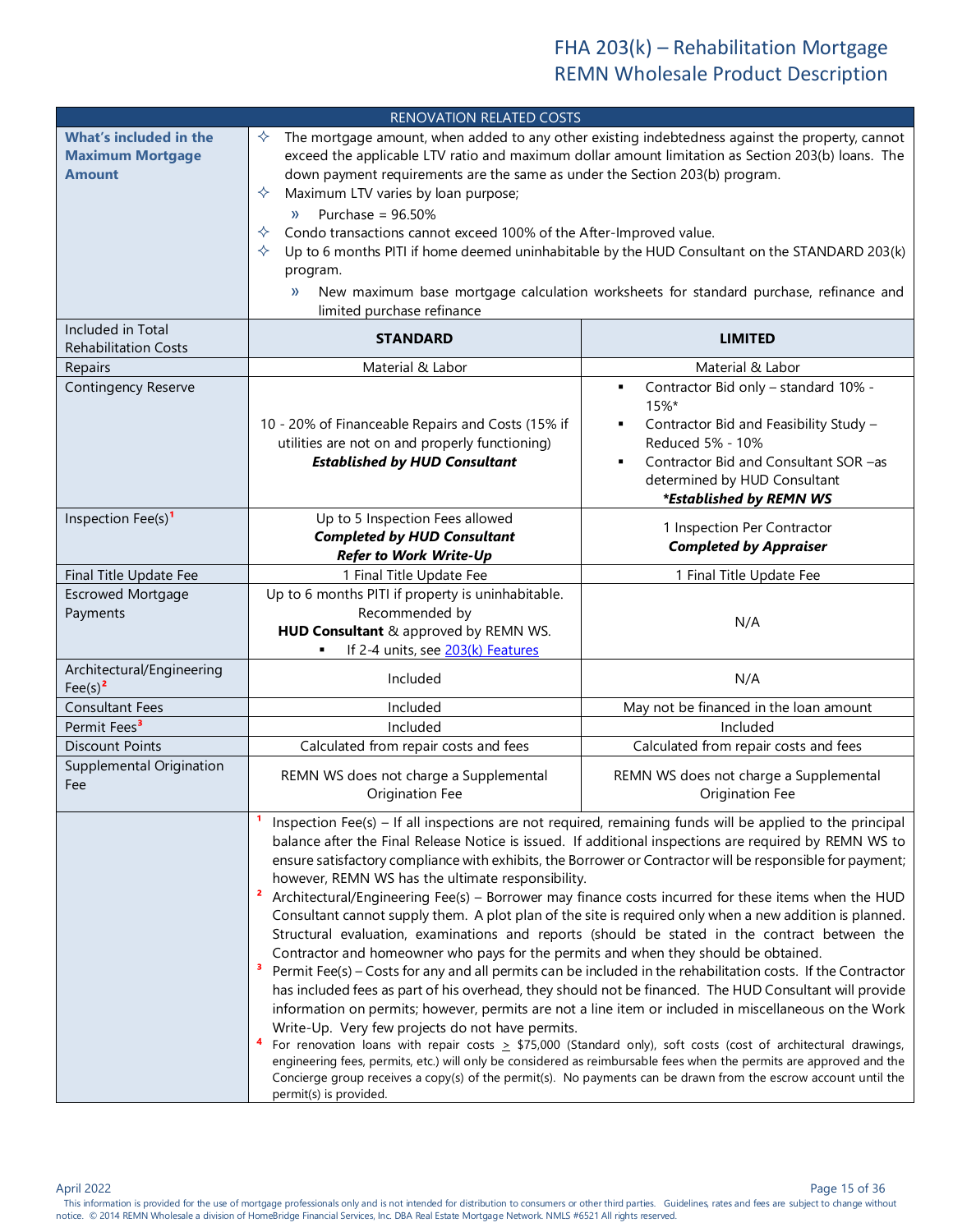## RENOVATION RELATED COSTS

| | | |
|---|---|---|
| **What's included in the Maximum Mortgage Amount** | ✧ The mortgage amount, when added to any other existing indebtedness against the property, cannot exceed the applicable LTV ratio and maximum dollar amount limitation as Section 203(b) loans. The down payment requirements are the same as under the Section 203(b) program.<br>✧ Maximum LTV varies by loan purpose;<br>» Purchase = 96.50%<br>✧ Condo transactions cannot exceed 100% of the After-Improved value.<br>✧ Up to 6 months PITI if home deemed uninhabitable by the HUD Consultant on the STANDARD 203(k) program.<br>» New maximum base mortgage calculation worksheets for standard purchase, refinance and limited purchase refinance | |
| Included in Total Rehabilitation Costs | **STANDARD** | **LIMITED** |
| Repairs | Material & Labor | Material & Labor |
| Contingency Reserve | 10 - 20% of Financeable Repairs and Costs (15% if utilities are not on and properly functioning)<br>***Established by HUD Consultant*** | ▪ Contractor Bid only – standard 10% - 15%*<br>▪ Contractor Bid and Feasibility Study – Reduced 5% - 10%<br>▪ Contractor Bid and Consultant SOR –as determined by HUD Consultant<br>***Established by REMN WS*** |
| Inspection Fee(s)[1] | Up to 5 Inspection Fees allowed<br>***Completed by HUD Consultant***<br>***Refer to Work Write-Up*** | 1 Inspection Per Contractor<br>***Completed by Appraiser*** |
| Final Title Update Fee | 1 Final Title Update Fee | 1 Final Title Update Fee |
| Escrowed Mortgage Payments | Up to 6 months PITI if property is uninhabitable. Recommended by **HUD Consultant** & approved by REMN WS.<br>▪ If 2-4 units, see 203(k) Features | N/A |
| Architectural/Engineering Fee(s)[2] | Included | N/A |
| Consultant Fees | Included | May not be financed in the loan amount |
| Permit Fees[3] | Included | Included |
| Discount Points | Calculated from repair costs and fees | Calculated from repair costs and fees |
| Supplemental Origination Fee | REMN WS does not charge a Supplemental Origination Fee | REMN WS does not charge a Supplemental Origination Fee |

[1] Inspection Fee(s) – If all inspections are not required, remaining funds will be applied to the principal balance after the Final Release Notice is issued. If additional inspections are required by REMN WS to ensure satisfactory compliance with exhibits, the Borrower or Contractor will be responsible for payment; however, REMN WS has the ultimate responsibility.

[2] Architectural/Engineering Fee(s) – Borrower may finance costs incurred for these items when the HUD Consultant cannot supply them. A plot plan of the site is required only when a new addition is planned. Structural evaluation, examinations and reports (should be stated in the contract between the Contractor and homeowner who pays for the permits and when they should be obtained.

[3] Permit Fee(s) – Costs for any and all permits can be included in the rehabilitation costs. If the Contractor has included fees as part of his overhead, they should not be financed. The HUD Consultant will provide information on permits; however, permits are not a line item or included in miscellaneous on the Work Write-Up. Very few projects do not have permits.

[4] For renovation loans with repair costs ≥ $75,000 (Standard only), soft costs (cost of architectural drawings, engineering fees, permits, etc.) will only be considered as reimbursable fees when the permits are approved and the Concierge group receives a copy(s) of the permit(s). No payments can be drawn from the escrow account until the permit(s) is provided.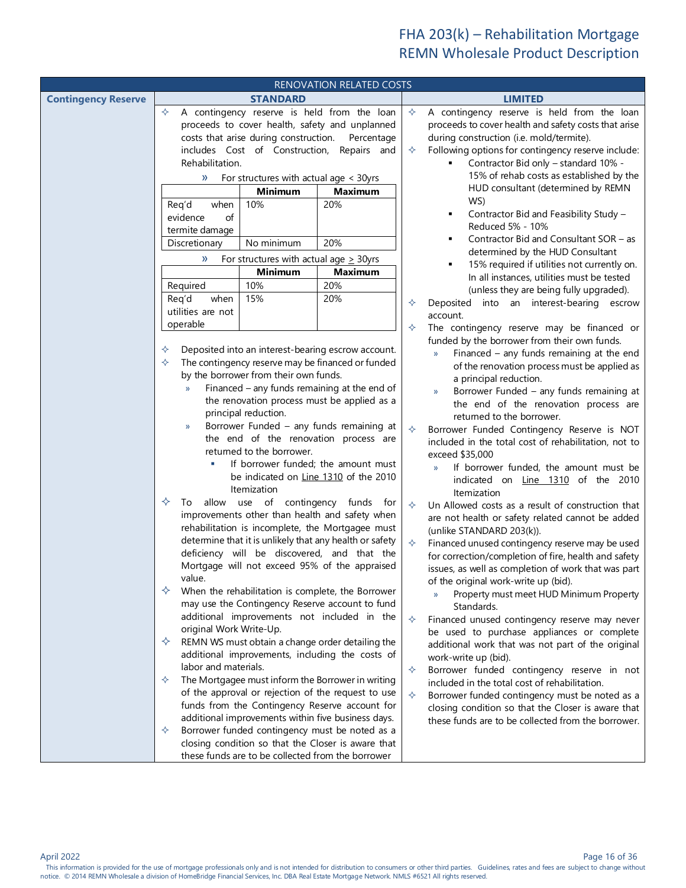## RENOVATION RELATED COSTS

### Contingency Reserve

#### STANDARD

- A contingency reserve is held from the loan proceeds to cover health, safety and unplanned costs that arise during construction. Percentage includes Cost of Construction, Repairs and Rehabilitation.
  - For structures with actual age < 30yrs

| | Minimum | Maximum |
|---|---|---|
| Req'd when evidence of termite damage | 10% | 20% |
| Discretionary | No minimum | 20% |

  - For structures with actual age ≥ 30yrs

| | Minimum | Maximum |
|---|---|---|
| Required | 10% | 20% |
| Req'd when utilities are not operable | 15% | 20% |

- Deposited into an interest-bearing escrow account.
- The contingency reserve may be financed or funded by the borrower from their own funds.
  - Financed – any funds remaining at the end of the renovation process must be applied as a principal reduction.
  - Borrower Funded – any funds remaining at the end of the renovation process are returned to the borrower.
    - If borrower funded; the amount must be indicated on Line 1310 of the 2010 Itemization
- To allow use of contingency funds for improvements other than health and safety when rehabilitation is incomplete, the Mortgagee must determine that it is unlikely that any health or safety deficiency will be discovered, and that the Mortgage will not exceed 95% of the appraised value.
- When the rehabilitation is complete, the Borrower may use the Contingency Reserve account to fund additional improvements not included in the original Work Write-Up.
- REMN WS must obtain a change order detailing the additional improvements, including the costs of labor and materials.
- The Mortgagee must inform the Borrower in writing of the approval or rejection of the request to use funds from the Contingency Reserve account for additional improvements within five business days.
- Borrower funded contingency must be noted as a closing condition so that the Closer is aware that these funds are to be collected from the borrower

#### LIMITED

- A contingency reserve is held from the loan proceeds to cover health and safety costs that arise during construction (i.e. mold/termite).
- Following options for contingency reserve include:
  - Contractor Bid only – standard 10% - 15% of rehab costs as established by the HUD consultant (determined by REMN WS)
  - Contractor Bid and Feasibility Study – Reduced 5% - 10%
  - Contractor Bid and Consultant SOR – as determined by the HUD Consultant
  - 15% required if utilities not currently on. In all instances, utilities must be tested (unless they are being fully upgraded).
- Deposited into an interest-bearing escrow account.
- The contingency reserve may be financed or funded by the borrower from their own funds.
  - Financed – any funds remaining at the end of the renovation process must be applied as a principal reduction.
  - Borrower Funded – any funds remaining at the end of the renovation process are returned to the borrower.
- Borrower Funded Contingency Reserve is NOT included in the total cost of rehabilitation, not to exceed $35,000
  - If borrower funded, the amount must be indicated on Line 1310 of the 2010 Itemization
- Un Allowed costs as a result of construction that are not health or safety related cannot be added (unlike STANDARD 203(k)).
- Financed unused contingency reserve may be used for correction/completion of fire, health and safety issues, as well as completion of work that was part of the original work-write up (bid).
  - Property must meet HUD Minimum Property Standards.
- Financed unused contingency reserve may never be used to purchase appliances or complete additional work that was not part of the original work-write up (bid).
- Borrower funded contingency reserve in not included in the total cost of rehabilitation.
- Borrower funded contingency must be noted as a closing condition so that the Closer is aware that these funds are to be collected from the borrower.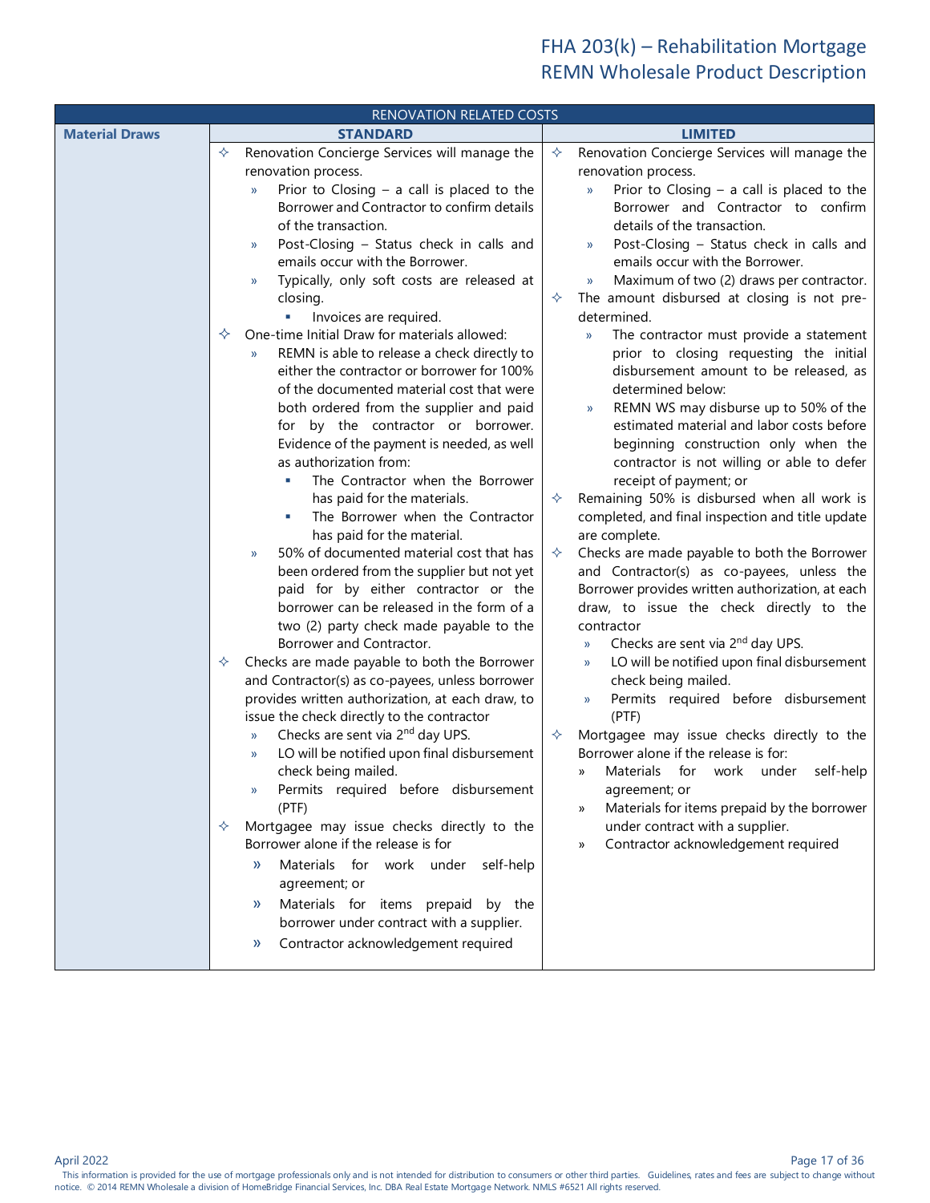| RENOVATION RELATED COSTS | | |
|---|---|---|
| **Material Draws** | **STANDARD** | **LIMITED** |
| | ✧ Renovation Concierge Services will manage the renovation process.<br>» Prior to Closing – a call is placed to the Borrower and Contractor to confirm details of the transaction.<br>» Post-Closing – Status check in calls and emails occur with the Borrower.<br>» Typically, only soft costs are released at closing.<br>▪ Invoices are required.<br>✧ One-time Initial Draw for materials allowed:<br>» REMN is able to release a check directly to either the contractor or borrower for 100% of the documented material cost that were both ordered from the supplier and paid for by the contractor or borrower. Evidence of the payment is needed, as well as authorization from:<br>▪ The Contractor when the Borrower has paid for the materials.<br>▪ The Borrower when the Contractor has paid for the material.<br>» 50% of documented material cost that has been ordered from the supplier but not yet paid for by either contractor or the borrower can be released in the form of a two (2) party check made payable to the Borrower and Contractor.<br>✧ Checks are made payable to both the Borrower and Contractor(s) as co-payees, unless borrower provides written authorization, at each draw, to issue the check directly to the contractor<br>» Checks are sent via 2nd day UPS.<br>» LO will be notified upon final disbursement check being mailed.<br>» Permits required before disbursement (PTF)<br>✧ Mortgagee may issue checks directly to the Borrower alone if the release is for<br>» Materials for work under self-help agreement; or<br>» Materials for items prepaid by the borrower under contract with a supplier.<br>» Contractor acknowledgement required | ✧ Renovation Concierge Services will manage the renovation process.<br>» Prior to Closing – a call is placed to the Borrower and Contractor to confirm details of the transaction.<br>» Post-Closing – Status check in calls and emails occur with the Borrower.<br>» Maximum of two (2) draws per contractor.<br>✧ The amount disbursed at closing is not pre-determined.<br>» The contractor must provide a statement prior to closing requesting the initial disbursement amount to be released, as determined below:<br>» REMN WS may disburse up to 50% of the estimated material and labor costs before beginning construction only when the contractor is not willing or able to defer receipt of payment; or<br>✧ Remaining 50% is disbursed when all work is completed, and final inspection and title update are complete.<br>✧ Checks are made payable to both the Borrower and Contractor(s) as co-payees, unless the Borrower provides written authorization, at each draw, to issue the check directly to the contractor<br>» Checks are sent via 2nd day UPS.<br>» LO will be notified upon final disbursement check being mailed.<br>» Permits required before disbursement (PTF)<br>✧ Mortgagee may issue checks directly to the Borrower alone if the release is for:<br>» Materials for work under self-help agreement; or<br>» Materials for items prepaid by the borrower under contract with a supplier.<br>» Contractor acknowledgement required |

April 2022

This information is provided for the use of mortgage professionals only and is not intended for distribution to consumers or other third parties. Guidelines, rates and fees are subject to change without notice. © 2014 REMN Wholesale a division of HomeBridge Financial Services, Inc. DBA Real Estate Mortgage Network. NMLS #6521 All rights reserved.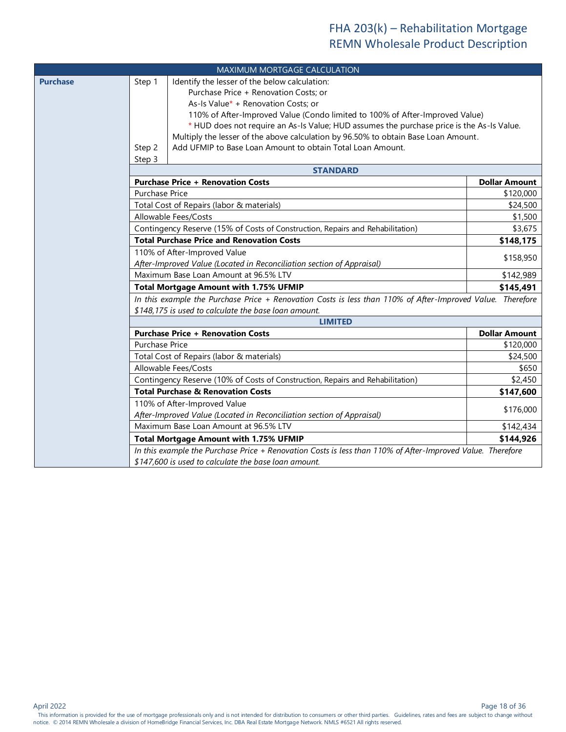## MAXIMUM MORTGAGE CALCULATION

**Purchase**

| Step | Description |
|---|---|
| Step 1 | Identify the lesser of the below calculation:<br>Purchase Price + Renovation Costs; or<br>As-Is Value* + Renovation Costs; or<br>110% of After-Improved Value (Condo limited to 100% of After-Improved Value)<br>* HUD does not require an As-Is Value; HUD assumes the purchase price is the As-Is Value. |
| Step 2 | Multiply the lesser of the above calculation by 96.50% to obtain Base Loan Amount. |
| Step 3 | Add UFMIP to Base Loan Amount to obtain Total Loan Amount. |

**STANDARD**

| **Purchase Price + Renovation Costs** | **Dollar Amount** |
|---|---|
| Purchase Price | $120,000 |
| Total Cost of Repairs (labor & materials) | $24,500 |
| Allowable Fees/Costs | $1,500 |
| Contingency Reserve (15% of Costs of Construction, Repairs and Rehabilitation) | $3,675 |
| **Total Purchase Price and Renovation Costs** | **$148,175** |
| 110% of After-Improved Value<br>*After-Improved Value (Located in Reconciliation section of Appraisal)* | $158,950 |
| Maximum Base Loan Amount at 96.5% LTV | $142,989 |
| **Total Mortgage Amount with 1.75% UFMIP** | **$145,491** |

*In this example the Purchase Price + Renovation Costs is less than 110% of After-Improved Value. Therefore $148,175 is used to calculate the base loan amount.*

**LIMITED**

| **Purchase Price + Renovation Costs** | **Dollar Amount** |
|---|---|
| Purchase Price | $120,000 |
| Total Cost of Repairs (labor & materials) | $24,500 |
| Allowable Fees/Costs | $650 |
| Contingency Reserve (10% of Costs of Construction, Repairs and Rehabilitation) | $2,450 |
| **Total Purchase & Renovation Costs** | **$147,600** |
| 110% of After-Improved Value<br>*After-Improved Value (Located in Reconciliation section of Appraisal)* | $176,000 |
| Maximum Base Loan Amount at 96.5% LTV | $142,434 |
| **Total Mortgage Amount with 1.75% UFMIP** | **$144,926** |

*In this example the Purchase Price + Renovation Costs is less than 110% of After-Improved Value. Therefore $147,600 is used to calculate the base loan amount.*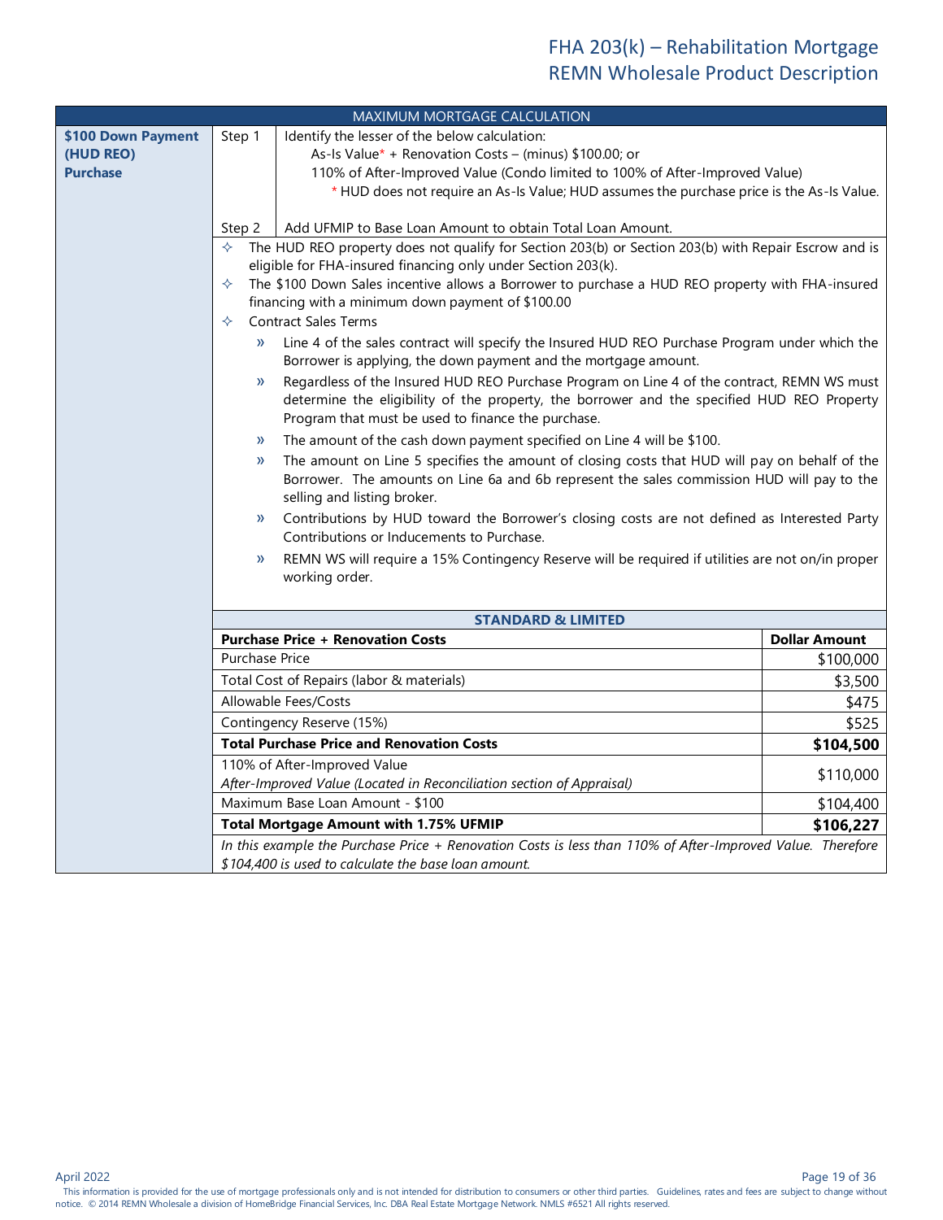## MAXIMUM MORTGAGE CALCULATION

**$100 Down Payment (HUD REO) Purchase**

Step 1 — Identify the lesser of the below calculation:

As-Is Value* + Renovation Costs – (minus) $100.00; or

110% of After-Improved Value (Condo limited to 100% of After-Improved Value)

\* HUD does not require an As-Is Value; HUD assumes the purchase price is the As-Is Value.

Step 2 — Add UFMIP to Base Loan Amount to obtain Total Loan Amount.

- The HUD REO property does not qualify for Section 203(b) or Section 203(b) with Repair Escrow and is eligible for FHA-insured financing only under Section 203(k).
- The $100 Down Sales incentive allows a Borrower to purchase a HUD REO property with FHA-insured financing with a minimum down payment of $100.00
- Contract Sales Terms
  - Line 4 of the sales contract will specify the Insured HUD REO Purchase Program under which the Borrower is applying, the down payment and the mortgage amount.
  - Regardless of the Insured HUD REO Purchase Program on Line 4 of the contract, REMN WS must determine the eligibility of the property, the borrower and the specified HUD REO Property Program that must be used to finance the purchase.
  - The amount of the cash down payment specified on Line 4 will be $100.
  - The amount on Line 5 specifies the amount of closing costs that HUD will pay on behalf of the Borrower. The amounts on Line 6a and 6b represent the sales commission HUD will pay to the selling and listing broker.
  - Contributions by HUD toward the Borrower's closing costs are not defined as Interested Party Contributions or Inducements to Purchase.
  - REMN WS will require a 15% Contingency Reserve will be required if utilities are not on/in proper working order.

**STANDARD & LIMITED**

| **Purchase Price + Renovation Costs** | **Dollar Amount** |
|---|---|
| Purchase Price | $100,000 |
| Total Cost of Repairs (labor & materials) | $3,500 |
| Allowable Fees/Costs | $475 |
| Contingency Reserve (15%) | $525 |
| **Total Purchase Price and Renovation Costs** | **$104,500** |
| 110% of After-Improved Value<br>*After-Improved Value (Located in Reconciliation section of Appraisal)* | $110,000 |
| Maximum Base Loan Amount - $100 | $104,400 |
| **Total Mortgage Amount with 1.75% UFMIP** | **$106,227** |

*In this example the Purchase Price + Renovation Costs is less than 110% of After-Improved Value. Therefore $104,400 is used to calculate the base loan amount.*

This information is provided for the use of mortgage professionals only and is not intended for distribution to consumers or other third parties. Guidelines, rates and fees are subject to change without notice. © 2014 REMN Wholesale a division of HomeBridge Financial Services, Inc. DBA Real Estate Mortgage Network. NMLS #6521 All rights reserved.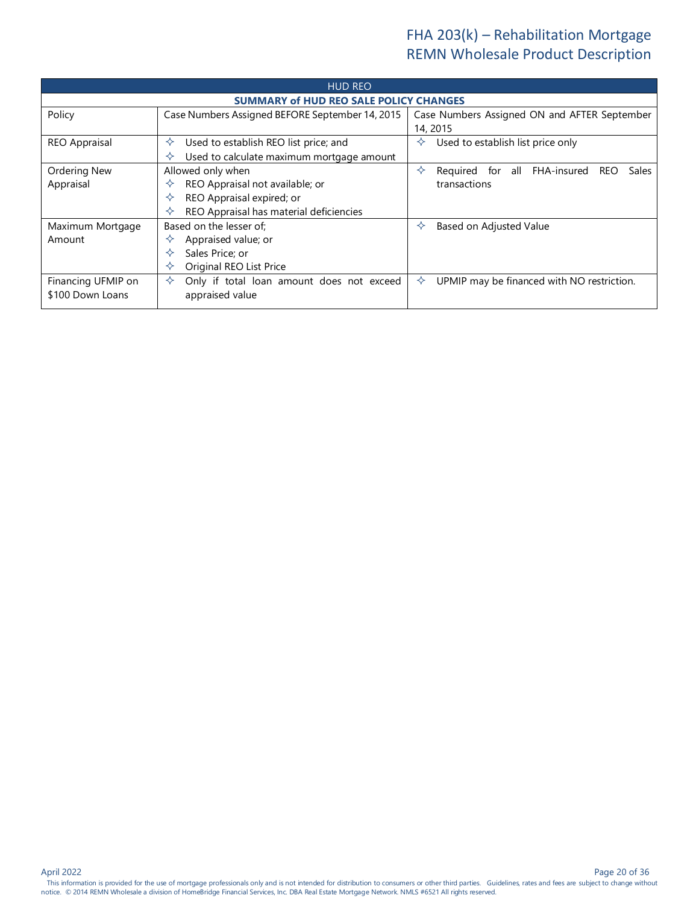| HUD REO | | |
|---|---|---|
| **SUMMARY of HUD REO SALE POLICY CHANGES** | | |
| Policy | Case Numbers Assigned BEFORE September 14, 2015 | Case Numbers Assigned ON and AFTER September 14, 2015 |
| REO Appraisal | ✧ Used to establish REO list price; and<br>✧ Used to calculate maximum mortgage amount | ✧ Used to establish list price only |
| Ordering New Appraisal | Allowed only when<br>✧ REO Appraisal not available; or<br>✧ REO Appraisal expired; or<br>✧ REO Appraisal has material deficiencies | ✧ Required for all FHA-insured REO Sales transactions |
| Maximum Mortgage Amount | Based on the lesser of;<br>✧ Appraised value; or<br>✧ Sales Price; or<br>✧ Original REO List Price | ✧ Based on Adjusted Value |
| Financing UFMIP on $100 Down Loans | ✧ Only if total loan amount does not exceed appraised value | ✧ UPMIP may be financed with NO restriction. |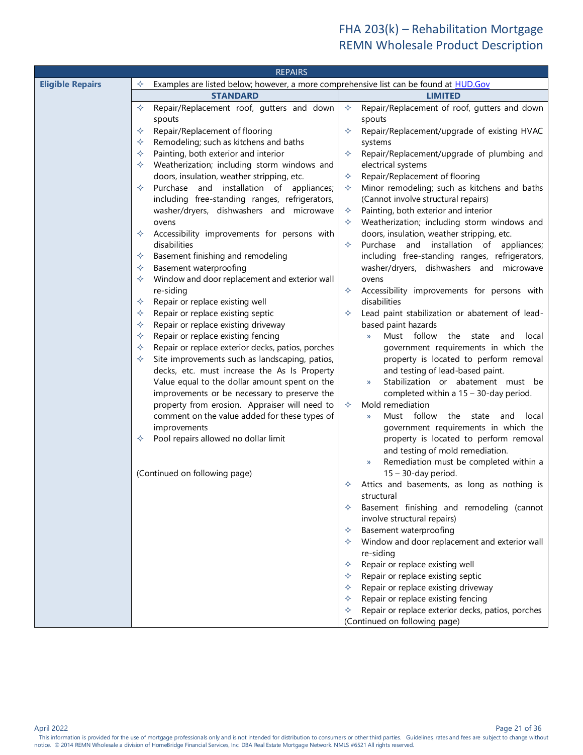| REPAIRS | | |
|---|---|---|
| **Eligible Repairs** | ✧ Examples are listed below; however, a more comprehensive list can be found at [HUD.Gov](HUD.Gov) | |
| | **STANDARD** | **LIMITED** |
| | ✧ Repair/Replacement roof, gutters and down spouts<br>✧ Repair/Replacement of flooring<br>✧ Remodeling; such as kitchens and baths<br>✧ Painting, both exterior and interior<br>✧ Weatherization; including storm windows and doors, insulation, weather stripping, etc.<br>✧ Purchase and installation of appliances; including free-standing ranges, refrigerators, washer/dryers, dishwashers and microwave ovens<br>✧ Accessibility improvements for persons with disabilities<br>✧ Basement finishing and remodeling<br>✧ Basement waterproofing<br>✧ Window and door replacement and exterior wall re-siding<br>✧ Repair or replace existing well<br>✧ Repair or replace existing septic<br>✧ Repair or replace existing driveway<br>✧ Repair or replace existing fencing<br>✧ Repair or replace exterior decks, patios, porches<br>✧ Site improvements such as landscaping, patios, decks, etc. must increase the As Is Property Value equal to the dollar amount spent on the improvements or be necessary to preserve the property from erosion. Appraiser will need to comment on the value added for these types of improvements<br>✧ Pool repairs allowed no dollar limit<br><br>(Continued on following page) | ✧ Repair/Replacement of roof, gutters and down spouts<br>✧ Repair/Replacement/upgrade of existing HVAC systems<br>✧ Repair/Replacement/upgrade of plumbing and electrical systems<br>✧ Repair/Replacement of flooring<br>✧ Minor remodeling; such as kitchens and baths (Cannot involve structural repairs)<br>✧ Painting, both exterior and interior<br>✧ Weatherization; including storm windows and doors, insulation, weather stripping, etc.<br>✧ Purchase and installation of appliances; including free-standing ranges, refrigerators, washer/dryers, dishwashers and microwave ovens<br>✧ Accessibility improvements for persons with disabilities<br>✧ Lead paint stabilization or abatement of lead-based paint hazards<br>» Must follow the state and local government requirements in which the property is located to perform removal and testing of lead-based paint.<br>» Stabilization or abatement must be completed within a 15 – 30-day period.<br>✧ Mold remediation<br>» Must follow the state and local government requirements in which the property is located to perform removal and testing of mold remediation.<br>» Remediation must be completed within a 15 – 30-day period.<br>✧ Attics and basements, as long as nothing is structural<br>✧ Basement finishing and remodeling (cannot involve structural repairs)<br>✧ Basement waterproofing<br>✧ Window and door replacement and exterior wall re-siding<br>✧ Repair or replace existing well<br>✧ Repair or replace existing septic<br>✧ Repair or replace existing driveway<br>✧ Repair or replace existing fencing<br>✧ Repair or replace exterior decks, patios, porches<br>(Continued on following page) |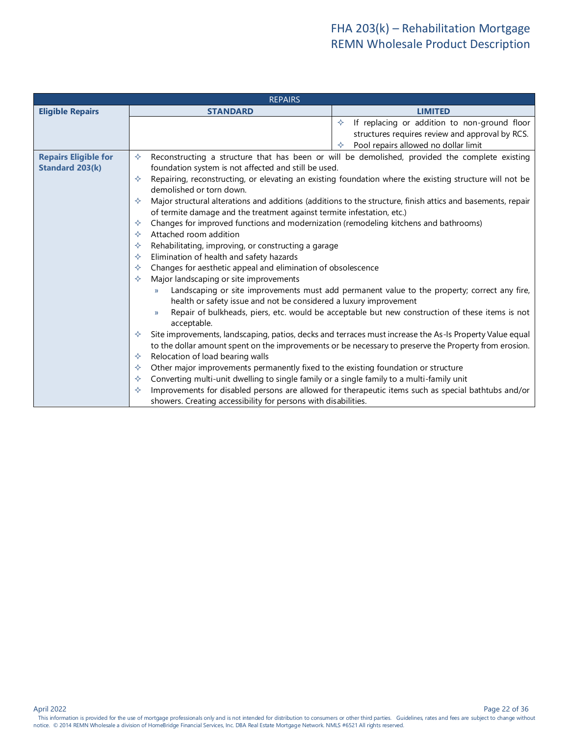| REPAIRS | | |
|---|---|---|
| **Eligible Repairs** | **STANDARD** | **LIMITED** |
| | | ✧ If replacing or addition to non-ground floor structures requires review and approval by RCS.<br>✧ Pool repairs allowed no dollar limit |
| **Repairs Eligible for Standard 203(k)** | ✧ Reconstructing a structure that has been or will be demolished, provided the complete existing foundation system is not affected and still be used.<br>✧ Repairing, reconstructing, or elevating an existing foundation where the existing structure will not be demolished or torn down.<br>✧ Major structural alterations and additions (additions to the structure, finish attics and basements, repair of termite damage and the treatment against termite infestation, etc.)<br>✧ Changes for improved functions and modernization (remodeling kitchens and bathrooms)<br>✧ Attached room addition<br>✧ Rehabilitating, improving, or constructing a garage<br>✧ Elimination of health and safety hazards<br>✧ Changes for aesthetic appeal and elimination of obsolescence<br>✧ Major landscaping or site improvements<br>» Landscaping or site improvements must add permanent value to the property; correct any fire, health or safety issue and not be considered a luxury improvement<br>» Repair of bulkheads, piers, etc. would be acceptable but new construction of these items is not acceptable.<br>✧ Site improvements, landscaping, patios, decks and terraces must increase the As-Is Property Value equal to the dollar amount spent on the improvements or be necessary to preserve the Property from erosion.<br>✧ Relocation of load bearing walls<br>✧ Other major improvements permanently fixed to the existing foundation or structure<br>✧ Converting multi-unit dwelling to single family or a single family to a multi-family unit<br>✧ Improvements for disabled persons are allowed for therapeutic items such as special bathtubs and/or showers. Creating accessibility for persons with disabilities. | |

April 2022

This information is provided for the use of mortgage professionals only and is not intended for distribution to consumers or other third parties. Guidelines, rates and fees are subject to change without notice. © 2014 REMN Wholesale a division of HomeBridge Financial Services, Inc. DBA Real Estate Mortgage Network. NMLS #6521 All rights reserved.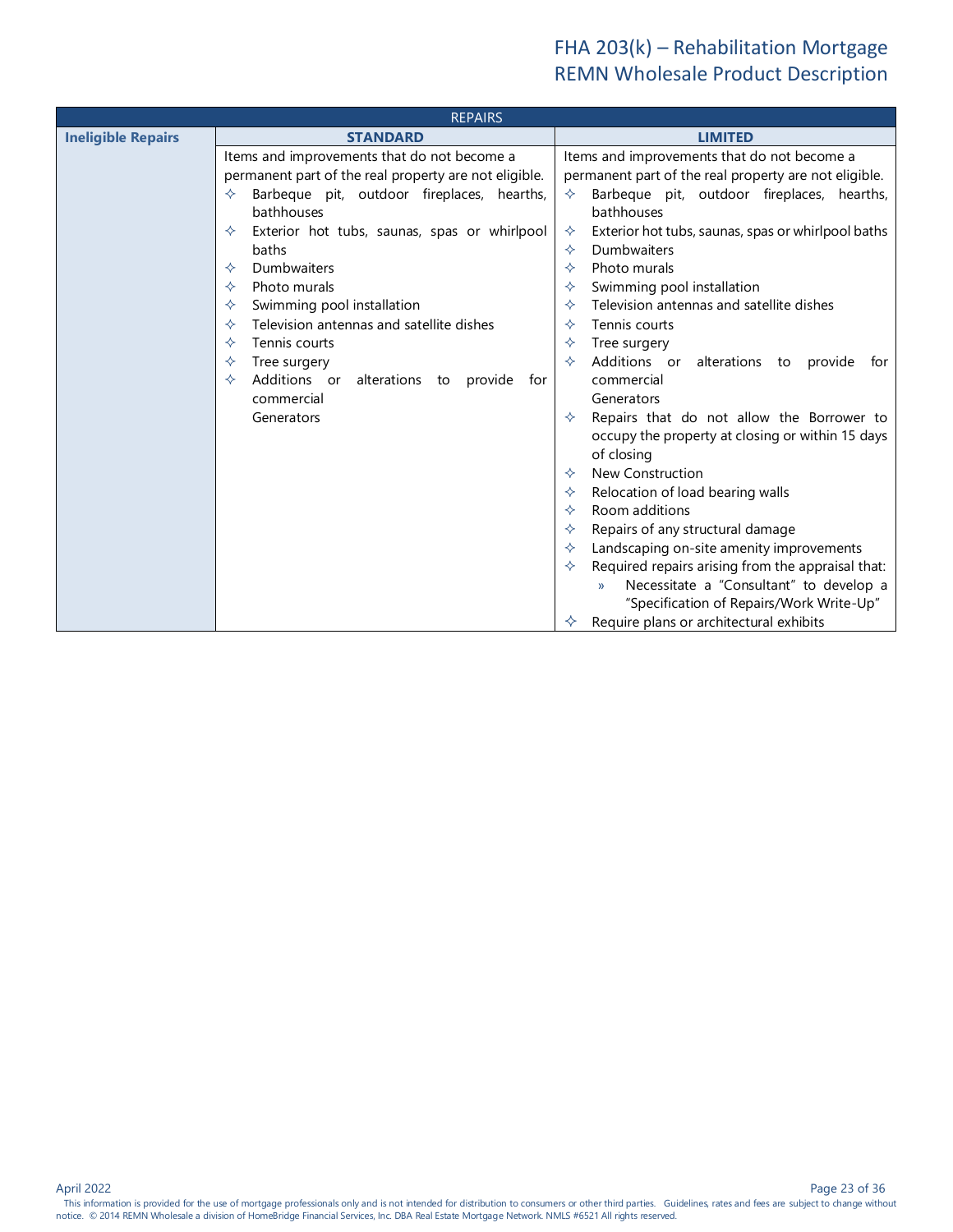| REPAIRS | | |
|---|---|---|
| **Ineligible Repairs** | **STANDARD** | **LIMITED** |
| | Items and improvements that do not become a permanent part of the real property are not eligible.<br>✧ Barbeque pit, outdoor fireplaces, hearths, bathhouses<br>✧ Exterior hot tubs, saunas, spas or whirlpool baths<br>✧ Dumbwaiters<br>✧ Photo murals<br>✧ Swimming pool installation<br>✧ Television antennas and satellite dishes<br>✧ Tennis courts<br>✧ Tree surgery<br>✧ Additions or alterations to provide for commercial<br>Generators | Items and improvements that do not become a permanent part of the real property are not eligible.<br>✧ Barbeque pit, outdoor fireplaces, hearths, bathhouses<br>✧ Exterior hot tubs, saunas, spas or whirlpool baths<br>✧ Dumbwaiters<br>✧ Photo murals<br>✧ Swimming pool installation<br>✧ Television antennas and satellite dishes<br>✧ Tennis courts<br>✧ Tree surgery<br>✧ Additions or alterations to provide for commercial<br>Generators<br>✧ Repairs that do not allow the Borrower to occupy the property at closing or within 15 days of closing<br>✧ New Construction<br>✧ Relocation of load bearing walls<br>✧ Room additions<br>✧ Repairs of any structural damage<br>✧ Landscaping on-site amenity improvements<br>✧ Required repairs arising from the appraisal that:<br>» Necessitate a "Consultant" to develop a "Specification of Repairs/Work Write-Up"<br>✧ Require plans or architectural exhibits |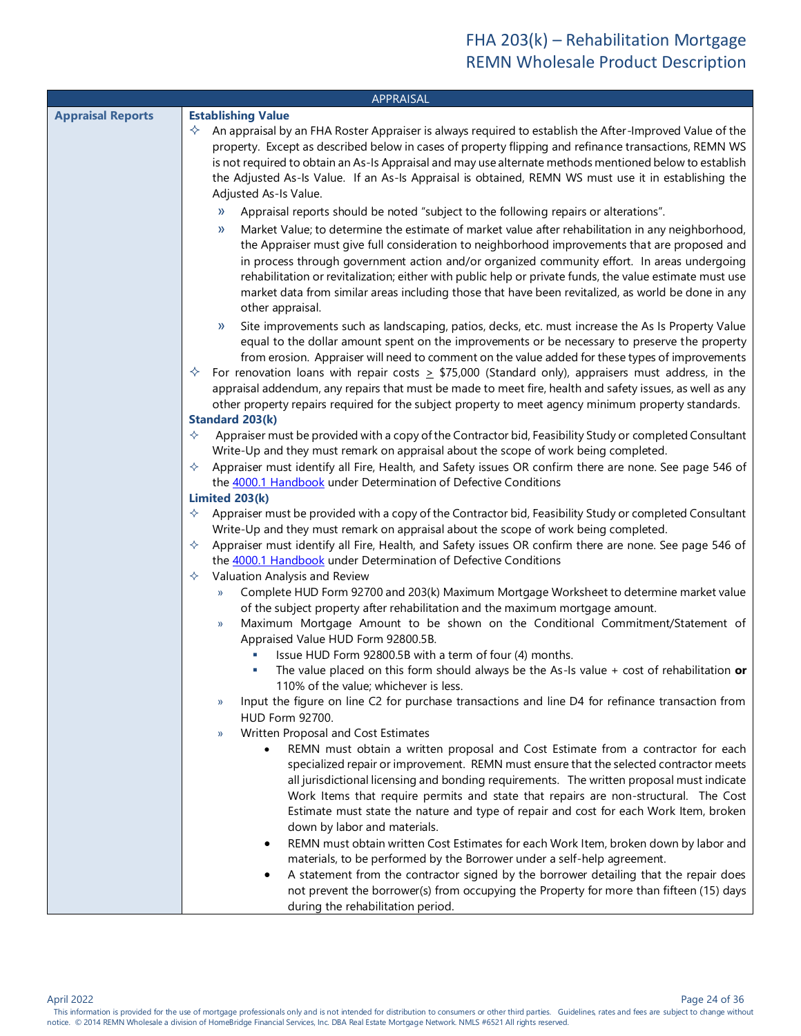## APPRAISAL

### Appraisal Reports

**Establishing Value**

- An appraisal by an FHA Roster Appraiser is always required to establish the After-Improved Value of the property. Except as described below in cases of property flipping and refinance transactions, REMN WS is not required to obtain an As-Is Appraisal and may use alternate methods mentioned below to establish the Adjusted As-Is Value. If an As-Is Appraisal is obtained, REMN WS must use it in establishing the Adjusted As-Is Value.
  - Appraisal reports should be noted “subject to the following repairs or alterations”.
  - Market Value; to determine the estimate of market value after rehabilitation in any neighborhood, the Appraiser must give full consideration to neighborhood improvements that are proposed and in process through government action and/or organized community effort. In areas undergoing rehabilitation or revitalization; either with public help or private funds, the value estimate must use market data from similar areas including those that have been revitalized, as world be done in any other appraisal.
  - Site improvements such as landscaping, patios, decks, etc. must increase the As Is Property Value equal to the dollar amount spent on the improvements or be necessary to preserve the property from erosion. Appraiser will need to comment on the value added for these types of improvements
- For renovation loans with repair costs ≥ $75,000 (Standard only), appraisers must address, in the appraisal addendum, any repairs that must be made to meet fire, health and safety issues, as well as any other property repairs required for the subject property to meet agency minimum property standards.

**Standard 203(k)**

- Appraiser must be provided with a copy of the Contractor bid, Feasibility Study or completed Consultant Write-Up and they must remark on appraisal about the scope of work being completed.
- Appraiser must identify all Fire, Health, and Safety issues OR confirm there are none. See page 546 of the [4000.1 Handbook](4000.1 Handbook) under Determination of Defective Conditions

**Limited 203(k)**

- Appraiser must be provided with a copy of the Contractor bid, Feasibility Study or completed Consultant Write-Up and they must remark on appraisal about the scope of work being completed.
- Appraiser must identify all Fire, Health, and Safety issues OR confirm there are none. See page 546 of the [4000.1 Handbook](4000.1 Handbook) under Determination of Defective Conditions
- Valuation Analysis and Review
  - Complete HUD Form 92700 and 203(k) Maximum Mortgage Worksheet to determine market value of the subject property after rehabilitation and the maximum mortgage amount.
  - Maximum Mortgage Amount to be shown on the Conditional Commitment/Statement of Appraised Value HUD Form 92800.5B.
    - Issue HUD Form 92800.5B with a term of four (4) months.
    - The value placed on this form should always be the As-Is value + cost of rehabilitation **or** 110% of the value; whichever is less.
  - Input the figure on line C2 for purchase transactions and line D4 for refinance transaction from HUD Form 92700.
  - Written Proposal and Cost Estimates
    - REMN must obtain a written proposal and Cost Estimate from a contractor for each specialized repair or improvement. REMN must ensure that the selected contractor meets all jurisdictional licensing and bonding requirements. The written proposal must indicate Work Items that require permits and state that repairs are non-structural. The Cost Estimate must state the nature and type of repair and cost for each Work Item, broken down by labor and materials.
    - REMN must obtain written Cost Estimates for each Work Item, broken down by labor and materials, to be performed by the Borrower under a self-help agreement.
    - A statement from the contractor signed by the borrower detailing that the repair does not prevent the borrower(s) from occupying the Property for more than fifteen (15) days during the rehabilitation period.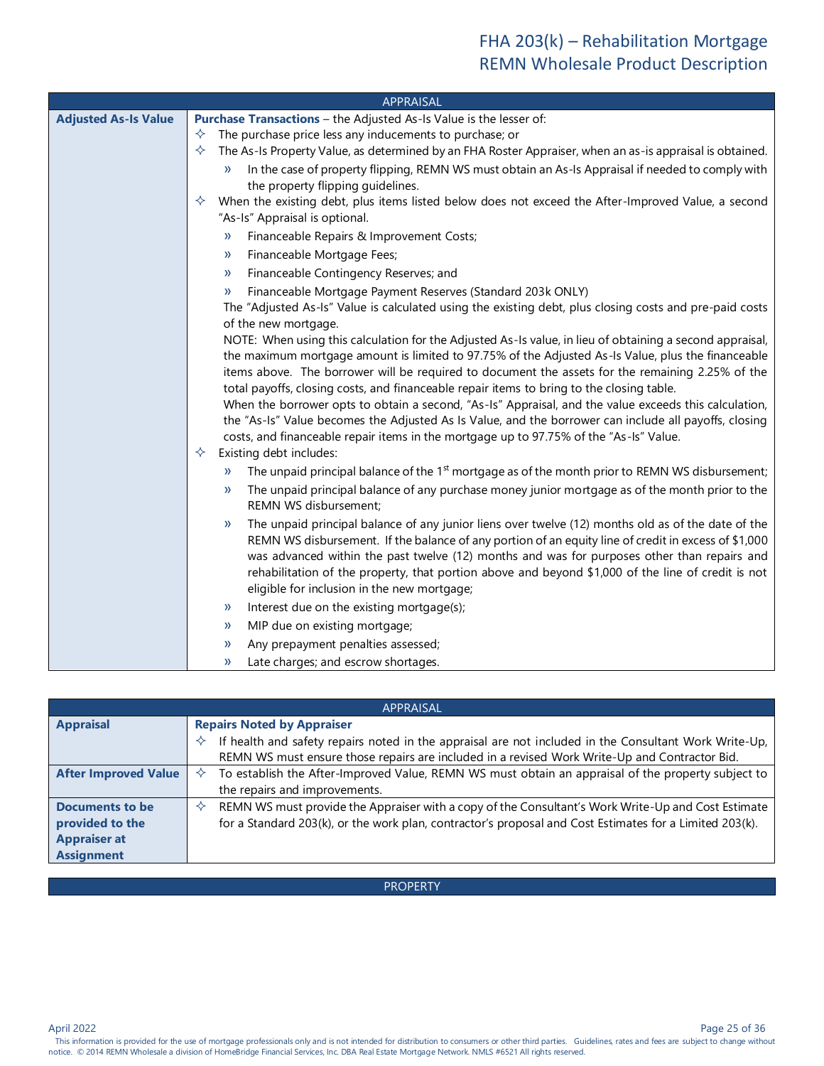| APPRAISAL | |
|---|---|
| **Adjusted As-Is Value** | **Purchase Transactions** – the Adjusted As-Is Value is the lesser of:<br>✧ The purchase price less any inducements to purchase; or<br>✧ The As-Is Property Value, as determined by an FHA Roster Appraiser, when an as-is appraisal is obtained.<br>» In the case of property flipping, REMN WS must obtain an As-Is Appraisal if needed to comply with the property flipping guidelines.<br>✧ When the existing debt, plus items listed below does not exceed the After-Improved Value, a second "As-Is" Appraisal is optional.<br>» Financeable Repairs & Improvement Costs;<br>» Financeable Mortgage Fees;<br>» Financeable Contingency Reserves; and<br>» Financeable Mortgage Payment Reserves (Standard 203k ONLY)<br>The "Adjusted As-Is" Value is calculated using the existing debt, plus closing costs and pre-paid costs of the new mortgage.<br>NOTE: When using this calculation for the Adjusted As-Is value, in lieu of obtaining a second appraisal, the maximum mortgage amount is limited to 97.75% of the Adjusted As-Is Value, plus the financeable items above. The borrower will be required to document the assets for the remaining 2.25% of the total payoffs, closing costs, and financeable repair items to bring to the closing table.<br>When the borrower opts to obtain a second, "As-Is" Appraisal, and the value exceeds this calculation, the "As-Is" Value becomes the Adjusted As Is Value, and the borrower can include all payoffs, closing costs, and financeable repair items in the mortgage up to 97.75% of the "As-Is" Value.<br>✧ Existing debt includes:<br>» The unpaid principal balance of the 1st mortgage as of the month prior to REMN WS disbursement;<br>» The unpaid principal balance of any purchase money junior mortgage as of the month prior to the REMN WS disbursement;<br>» The unpaid principal balance of any junior liens over twelve (12) months old as of the date of the REMN WS disbursement. If the balance of any portion of an equity line of credit in excess of $1,000 was advanced within the past twelve (12) months and was for purposes other than repairs and rehabilitation of the property, that portion above and beyond $1,000 of the line of credit is not eligible for inclusion in the new mortgage;<br>» Interest due on the existing mortgage(s);<br>» MIP due on existing mortgage;<br>» Any prepayment penalties assessed;<br>» Late charges; and escrow shortages. |

| APPRAISAL | |
|---|---|
| **Appraisal** | **Repairs Noted by Appraiser**<br>✧ If health and safety repairs noted in the appraisal are not included in the Consultant Work Write-Up, REMN WS must ensure those repairs are included in a revised Work Write-Up and Contractor Bid. |
| **After Improved Value** | ✧ To establish the After-Improved Value, REMN WS must obtain an appraisal of the property subject to the repairs and improvements. |
| **Documents to be provided to the Appraiser at Assignment** | ✧ REMN WS must provide the Appraiser with a copy of the Consultant's Work Write-Up and Cost Estimate for a Standard 203(k), or the work plan, contractor's proposal and Cost Estimates for a Limited 203(k). |

| PROPERTY |
|---|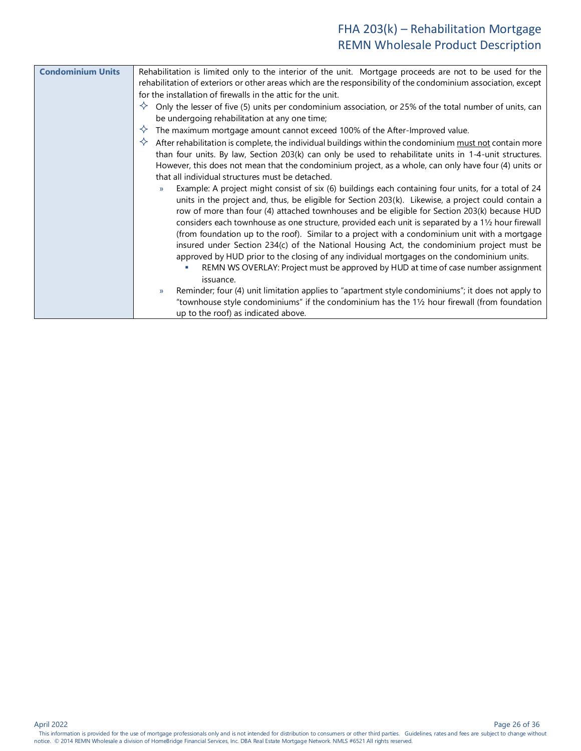| Condominium Units | Rehabilitation is limited only to the interior of the unit. Mortgage proceeds are not to be used for the rehabilitation of exteriors or other areas which are the responsibility of the condominium association, except for the installation of firewalls in the attic for the unit.<br>✧ Only the lesser of five (5) units per condominium association, or 25% of the total number of units, can be undergoing rehabilitation at any one time;<br>✧ The maximum mortgage amount cannot exceed 100% of the After-Improved value.<br>✧ After rehabilitation is complete, the individual buildings within the condominium <u>must not</u> contain more than four units. By law, Section 203(k) can only be used to rehabilitate units in 1-4-unit structures. However, this does not mean that the condominium project, as a whole, can only have four (4) units or that all individual structures must be detached.<br>» Example: A project might consist of six (6) buildings each containing four units, for a total of 24 units in the project and, thus, be eligible for Section 203(k). Likewise, a project could contain a row of more than four (4) attached townhouses and be eligible for Section 203(k) because HUD considers each townhouse as one structure, provided each unit is separated by a 1½ hour firewall (from foundation up to the roof). Similar to a project with a condominium unit with a mortgage insured under Section 234(c) of the National Housing Act, the condominium project must be approved by HUD prior to the closing of any individual mortgages on the condominium units.<br>▪ REMN WS OVERLAY: Project must be approved by HUD at time of case number assignment issuance.<br>» Reminder; four (4) unit limitation applies to "apartment style condominiums"; it does not apply to "townhouse style condominiums" if the condominium has the 1½ hour firewall (from foundation up to the roof) as indicated above. |
|---|---|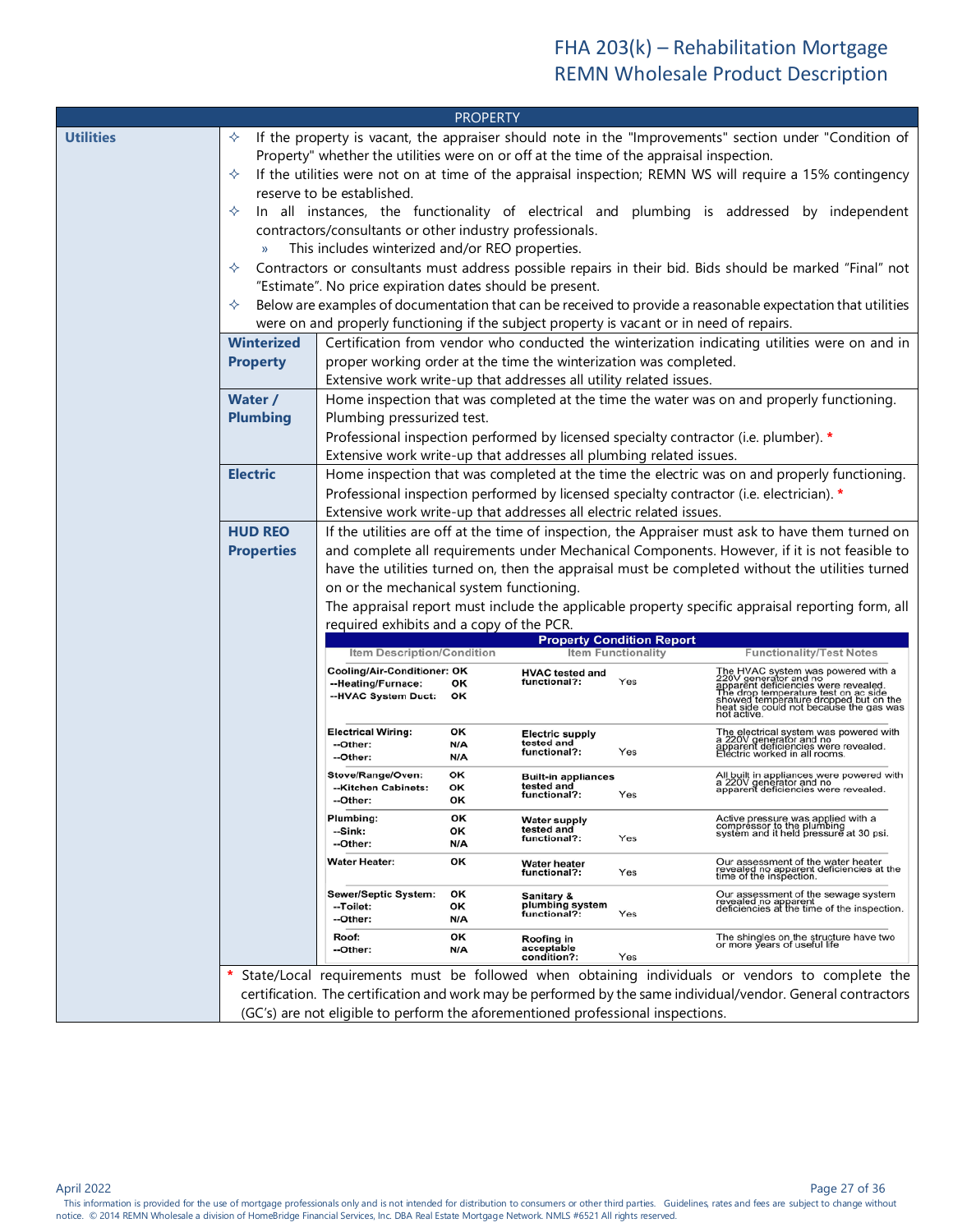## PROPERTY

### Utilities

- If the property is vacant, the appraiser should note in the "Improvements" section under "Condition of Property" whether the utilities were on or off at the time of the appraisal inspection.
- If the utilities were not on at time of the appraisal inspection; REMN WS will require a 15% contingency reserve to be established.
- In all instances, the functionality of electrical and plumbing is addressed by independent contractors/consultants or other industry professionals.
  - This includes winterized and/or REO properties.
- Contractors or consultants must address possible repairs in their bid. Bids should be marked "Final" not "Estimate". No price expiration dates should be present.
- Below are examples of documentation that can be received to provide a reasonable expectation that utilities were on and properly functioning if the subject property is vacant or in need of repairs.

| | |
|---|---|
| **Winterized Property** | Certification from vendor who conducted the winterization indicating utilities were on and in proper working order at the time the winterization was completed.<br>Extensive work write-up that addresses all utility related issues. |
| **Water / Plumbing** | Home inspection that was completed at the time the water was on and properly functioning.<br>Plumbing pressurized test.<br>Professional inspection performed by licensed specialty contractor (i.e. plumber). *<br>Extensive work write-up that addresses all plumbing related issues. |
| **Electric** | Home inspection that was completed at the time the electric was on and properly functioning.<br>Professional inspection performed by licensed specialty contractor (i.e. electrician). *<br>Extensive work write-up that addresses all electric related issues. |
| **HUD REO Properties** | If the utilities are off at the time of inspection, the Appraiser must ask to have them turned on and complete all requirements under Mechanical Components. However, if it is not feasible to have the utilities turned on, then the appraisal must be completed without the utilities turned on or the mechanical system functioning.<br>The appraisal report must include the applicable property specific appraisal reporting form, all required exhibits and a copy of the PCR. |

**Property Condition Report**

| Item Description/Condition | | Item Functionality | | Functionality/Test Notes |
|---|---|---|---|---|
| Cooling/Air-Conditioner:<br>--Heating/Furnace:<br>--HVAC System Duct: | OK<br>OK<br>OK | HVAC tested and functional?: | Yes | The HVAC system was powered with a 220V generator and no apparent deficiencies were revealed. The drop temperature test on ac side showed temperature dropped but on the heat side could not because the gas was not active. |
| Electrical Wiring:<br>--Other:<br>--Other: | OK<br>N/A<br>N/A | Electric supply tested and functional?: | Yes | The electrical system was powered with a 220V generator and no apparent deficiencies were revealed. Electric worked in all rooms. |
| Stove/Range/Oven:<br>--Kitchen Cabinets:<br>--Other: | OK<br>OK<br>OK | Built-in appliances tested and functional?: | Yes | All built in appliances were powered with a 220V generator and no apparent deficiencies were revealed. |
| Plumbing:<br>--Sink:<br>--Other: | OK<br>OK<br>N/A | Water supply tested and functional?: | Yes | Active pressure was applied with a compressor to the plumbing system and it held pressure at 30 psi. |
| Water Heater: | OK | Water heater functional?: | Yes | Our assessment of the water heater revealed no apparent deficiencies at the time of the inspection. |
| Sewer/Septic System:<br>--Toilet:<br>--Other: | OK<br>OK<br>N/A | Sanitary & plumbing system functional?: | Yes | Our assessment of the sewage system revealed no apparent deficiencies at the time of the inspection. |
| Roof:<br>--Other: | OK<br>N/A | Roofing in acceptable condition?: | Yes | The shingles on the structure have two or more years of useful life |

\* State/Local requirements must be followed when obtaining individuals or vendors to complete the certification. The certification and work may be performed by the same individual/vendor. General contractors (GC's) are not eligible to perform the aforementioned professional inspections.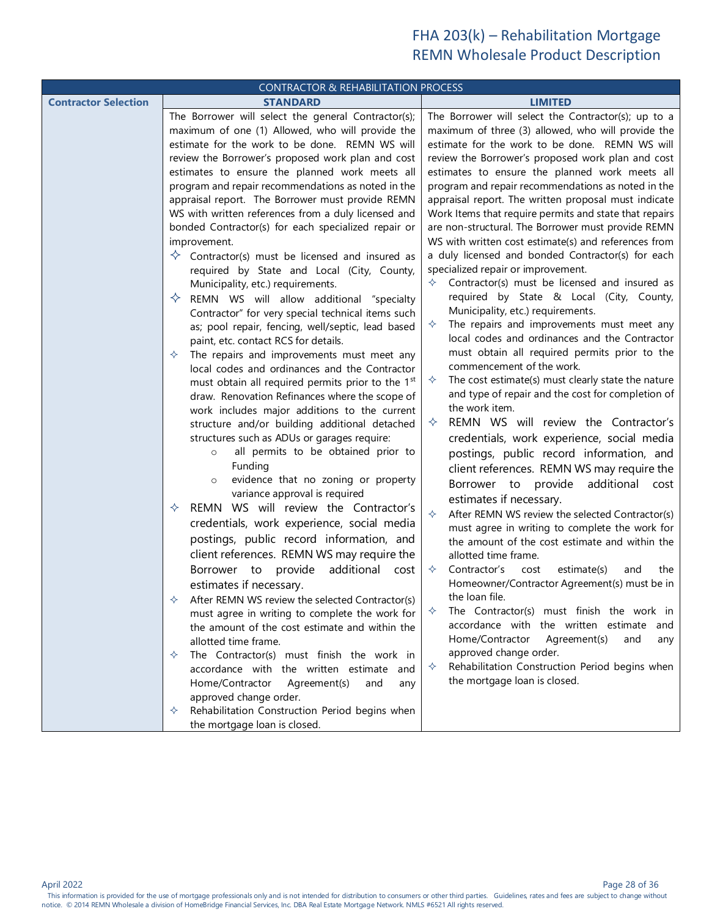| CONTRACTOR & REHABILITATION PROCESS | | |
|---|---|---|
| **Contractor Selection** | **STANDARD** | **LIMITED** |
| | The Borrower will select the general Contractor(s); maximum of one (1) Allowed, who will provide the estimate for the work to be done. REMN WS will review the Borrower's proposed work plan and cost estimates to ensure the planned work meets all program and repair recommendations as noted in the appraisal report. The Borrower must provide REMN WS with written references from a duly licensed and bonded Contractor(s) for each specialized repair or improvement.<br>✧ Contractor(s) must be licensed and insured as required by State and Local (City, County, Municipality, etc.) requirements.<br>✧ REMN WS will allow additional "specialty Contractor" for very special technical items such as; pool repair, fencing, well/septic, lead based paint, etc. contact RCS for details.<br>✧ The repairs and improvements must meet any local codes and ordinances and the Contractor must obtain all required permits prior to the 1st draw. Renovation Refinances where the scope of work includes major additions to the current structure and/or building additional detached structures such as ADUs or garages require:<br>&nbsp;&nbsp;&nbsp;○ all permits to be obtained prior to Funding<br>&nbsp;&nbsp;&nbsp;○ evidence that no zoning or property variance approval is required<br>✧ REMN WS will review the Contractor's credentials, work experience, social media postings, public record information, and client references. REMN WS may require the Borrower to provide additional cost estimates if necessary.<br>✧ After REMN WS review the selected Contractor(s) must agree in writing to complete the work for the amount of the cost estimate and within the allotted time frame.<br>✧ The Contractor(s) must finish the work in accordance with the written estimate and Home/Contractor Agreement(s) and any approved change order.<br>✧ Rehabilitation Construction Period begins when the mortgage loan is closed. | The Borrower will select the Contractor(s); up to a maximum of three (3) allowed, who will provide the estimate for the work to be done. REMN WS will review the Borrower's proposed work plan and cost estimates to ensure the planned work meets all program and repair recommendations as noted in the appraisal report. The written proposal must indicate Work Items that require permits and state that repairs are non-structural. The Borrower must provide REMN WS with written cost estimate(s) and references from a duly licensed and bonded Contractor(s) for each specialized repair or improvement.<br>✧ Contractor(s) must be licensed and insured as required by State & Local (City, County, Municipality, etc.) requirements.<br>✧ The repairs and improvements must meet any local codes and ordinances and the Contractor must obtain all required permits prior to the commencement of the work.<br>✧ The cost estimate(s) must clearly state the nature and type of repair and the cost for completion of the work item.<br>✧ REMN WS will review the Contractor's credentials, work experience, social media postings, public record information, and client references. REMN WS may require the Borrower to provide additional cost estimates if necessary.<br>✧ After REMN WS review the selected Contractor(s) must agree in writing to complete the work for the amount of the cost estimate and within the allotted time frame.<br>✧ Contractor's cost estimate(s) and the Homeowner/Contractor Agreement(s) must be in the loan file.<br>✧ The Contractor(s) must finish the work in accordance with the written estimate and Home/Contractor Agreement(s) and any approved change order.<br>✧ Rehabilitation Construction Period begins when the mortgage loan is closed. |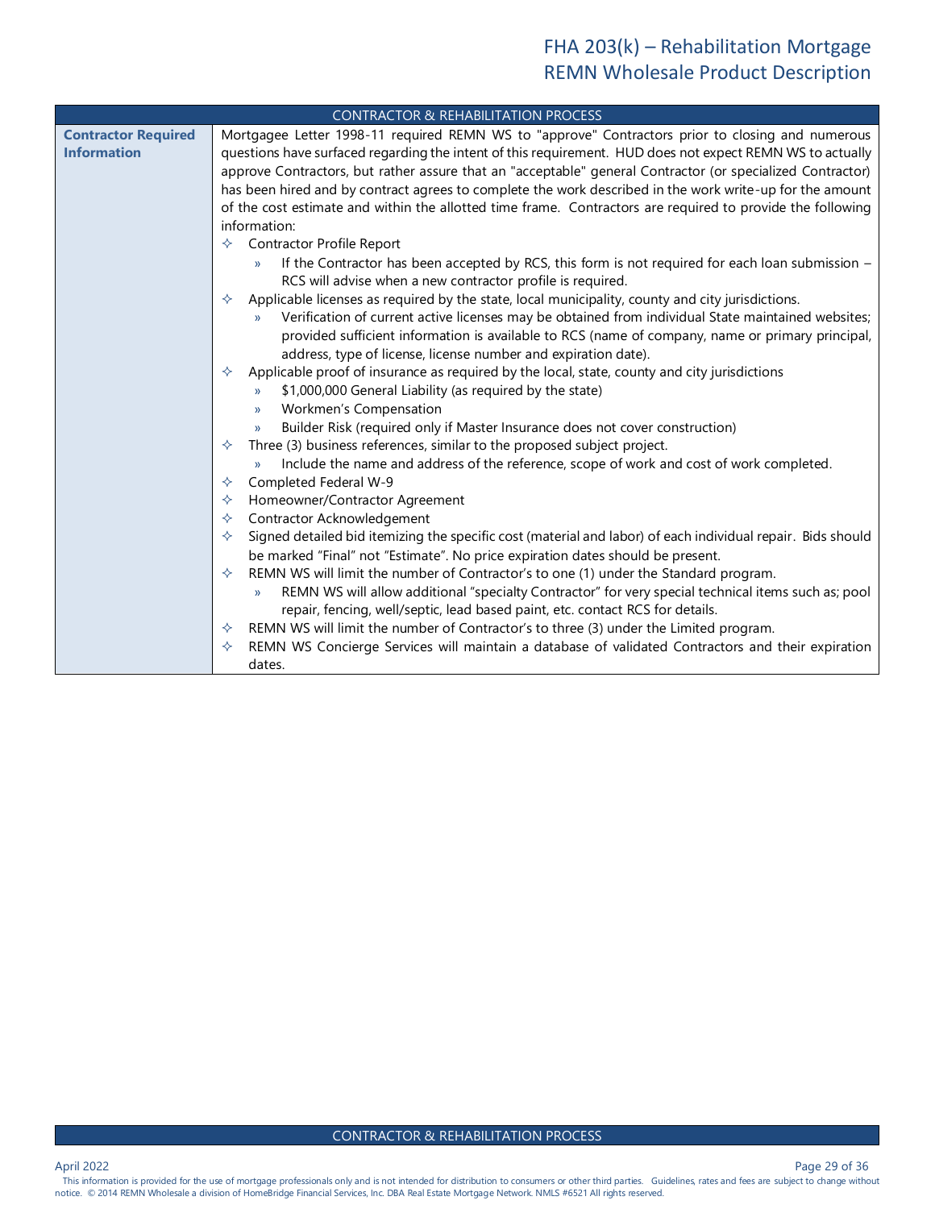## CONTRACTOR & REHABILITATION PROCESS

| | |
|---|---|
| **Contractor Required Information** | Mortgagee Letter 1998-11 required REMN WS to "approve" Contractors prior to closing and numerous questions have surfaced regarding the intent of this requirement. HUD does not expect REMN WS to actually approve Contractors, but rather assure that an "acceptable" general Contractor (or specialized Contractor) has been hired and by contract agrees to complete the work described in the work write-up for the amount of the cost estimate and within the allotted time frame. Contractors are required to provide the following information:<br>✧ Contractor Profile Report<br>» If the Contractor has been accepted by RCS, this form is not required for each loan submission – RCS will advise when a new contractor profile is required.<br>✧ Applicable licenses as required by the state, local municipality, county and city jurisdictions.<br>» Verification of current active licenses may be obtained from individual State maintained websites; provided sufficient information is available to RCS (name of company, name or primary principal, address, type of license, license number and expiration date).<br>✧ Applicable proof of insurance as required by the local, state, county and city jurisdictions<br>» $1,000,000 General Liability (as required by the state)<br>» Workmen's Compensation<br>» Builder Risk (required only if Master Insurance does not cover construction)<br>✧ Three (3) business references, similar to the proposed subject project.<br>» Include the name and address of the reference, scope of work and cost of work completed.<br>✧ Completed Federal W-9<br>✧ Homeowner/Contractor Agreement<br>✧ Contractor Acknowledgement<br>✧ Signed detailed bid itemizing the specific cost (material and labor) of each individual repair. Bids should be marked "Final" not "Estimate". No price expiration dates should be present.<br>✧ REMN WS will limit the number of Contractor's to one (1) under the Standard program.<br>» REMN WS will allow additional "specialty Contractor" for very special technical items such as; pool repair, fencing, well/septic, lead based paint, etc. contact RCS for details.<br>✧ REMN WS will limit the number of Contractor's to three (3) under the Limited program.<br>✧ REMN WS Concierge Services will maintain a database of validated Contractors and their expiration dates. |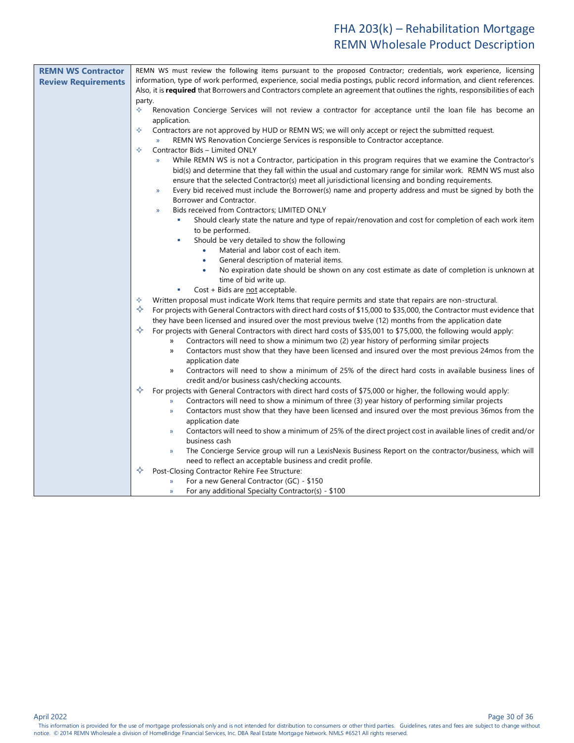| REMN WS Contractor Review Requirements | REMN WS must review the following items pursuant to the proposed Contractor; credentials, work experience, licensing information, type of work performed, experience, social media postings, public record information, and client references. Also, it is **required** that Borrowers and Contractors complete an agreement that outlines the rights, responsibilities of each party.<br>✧ Renovation Concierge Services will not review a contractor for acceptance until the loan file has become an application.<br>✧ Contractors are not approved by HUD or REMN WS; we will only accept or reject the submitted request.<br>  » REMN WS Renovation Concierge Services is responsible to Contractor acceptance.<br>✧ Contractor Bids – Limited ONLY<br>  » While REMN WS is not a Contractor, participation in this program requires that we examine the Contractor's bid(s) and determine that they fall within the usual and customary range for similar work. REMN WS must also ensure that the selected Contractor(s) meet all jurisdictional licensing and bonding requirements.<br>  » Every bid received must include the Borrower(s) name and property address and must be signed by both the Borrower and Contractor.<br>  » Bids received from Contractors; LIMITED ONLY<br>    ▪ Should clearly state the nature and type of repair/renovation and cost for completion of each work item to be performed.<br>    ▪ Should be very detailed to show the following<br>      • Material and labor cost of each item.<br>      • General description of material items.<br>      • No expiration date should be shown on any cost estimate as date of completion is unknown at time of bid write up.<br>    ▪ Cost + Bids are <u>not</u> acceptable.<br>✧ Written proposal must indicate Work Items that require permits and state that repairs are non-structural.<br>✧ For projects with General Contractors with direct hard costs of $15,000 to $35,000, the Contractor must evidence that they have been licensed and insured over the most previous twelve (12) months from the application date<br>✧ For projects with General Contractors with direct hard costs of $35,001 to $75,000, the following would apply:<br>  » Contractors will need to show a minimum two (2) year history of performing similar projects<br>  » Contactors must show that they have been licensed and insured over the most previous 24mos from the application date<br>  » Contractors will need to show a minimum of 25% of the direct hard costs in available business lines of credit and/or business cash/checking accounts.<br>✧ For projects with General Contractors with direct hard costs of $75,000 or higher, the following would apply:<br>  » Contractors will need to show a minimum of three (3) year history of performing similar projects<br>  » Contactors must show that they have been licensed and insured over the most previous 36mos from the application date<br>  » Contactors will need to show a minimum of 25% of the direct project cost in available lines of credit and/or business cash<br>  » The Concierge Service group will run a LexisNexis Business Report on the contractor/business, which will need to reflect an acceptable business and credit profile.<br>✧ Post-Closing Contractor Rehire Fee Structure:<br>  » For a new General Contractor (GC) - $150<br>  » For any additional Specialty Contractor(s) - $100 |
|---|---|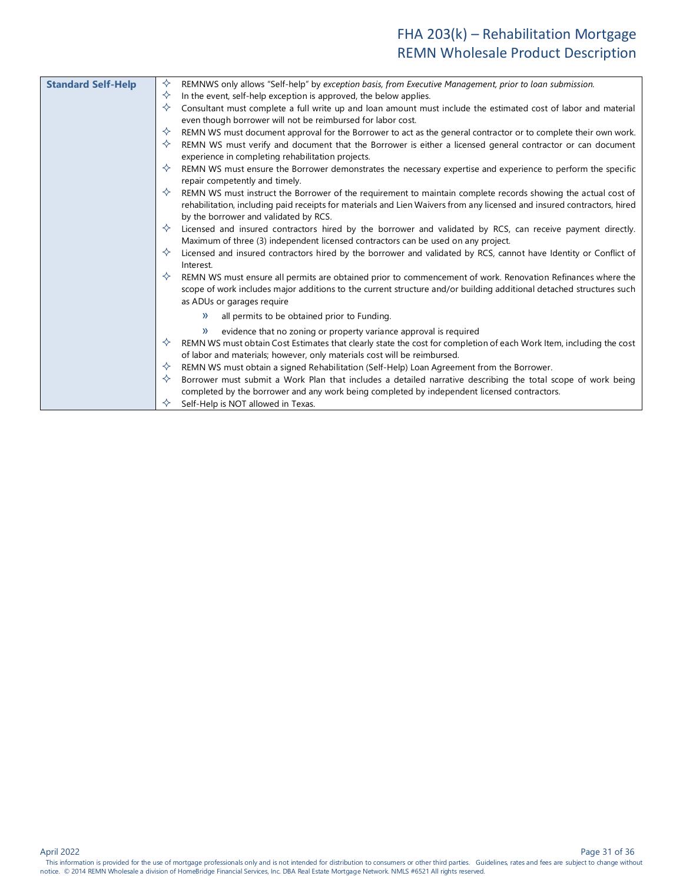| Standard Self-Help | |
|---|---|
| **Standard Self-Help** | ✧ REMNWS only allows "Self-help" by *exception basis, from Executive Management, prior to loan submission.*<br>✧ In the event, self-help exception is approved, the below applies.<br>✧ Consultant must complete a full write up and loan amount must include the estimated cost of labor and material even though borrower will not be reimbursed for labor cost.<br>✧ REMN WS must document approval for the Borrower to act as the general contractor or to complete their own work.<br>✧ REMN WS must verify and document that the Borrower is either a licensed general contractor or can document experience in completing rehabilitation projects.<br>✧ REMN WS must ensure the Borrower demonstrates the necessary expertise and experience to perform the specific repair competently and timely.<br>✧ REMN WS must instruct the Borrower of the requirement to maintain complete records showing the actual cost of rehabilitation, including paid receipts for materials and Lien Waivers from any licensed and insured contractors, hired by the borrower and validated by RCS.<br>✧ Licensed and insured contractors hired by the borrower and validated by RCS, can receive payment directly. Maximum of three (3) independent licensed contractors can be used on any project.<br>✧ Licensed and insured contractors hired by the borrower and validated by RCS, cannot have Identity or Conflict of Interest.<br>✧ REMN WS must ensure all permits are obtained prior to commencement of work. Renovation Refinances where the scope of work includes major additions to the current structure and/or building additional detached structures such as ADUs or garages require<br>» all permits to be obtained prior to Funding.<br>» evidence that no zoning or property variance approval is required<br>✧ REMN WS must obtain Cost Estimates that clearly state the cost for completion of each Work Item, including the cost of labor and materials; however, only materials cost will be reimbursed.<br>✧ REMN WS must obtain a signed Rehabilitation (Self-Help) Loan Agreement from the Borrower.<br>✧ Borrower must submit a Work Plan that includes a detailed narrative describing the total scope of work being completed by the borrower and any work being completed by independent licensed contractors.<br>✧ Self-Help is NOT allowed in Texas. |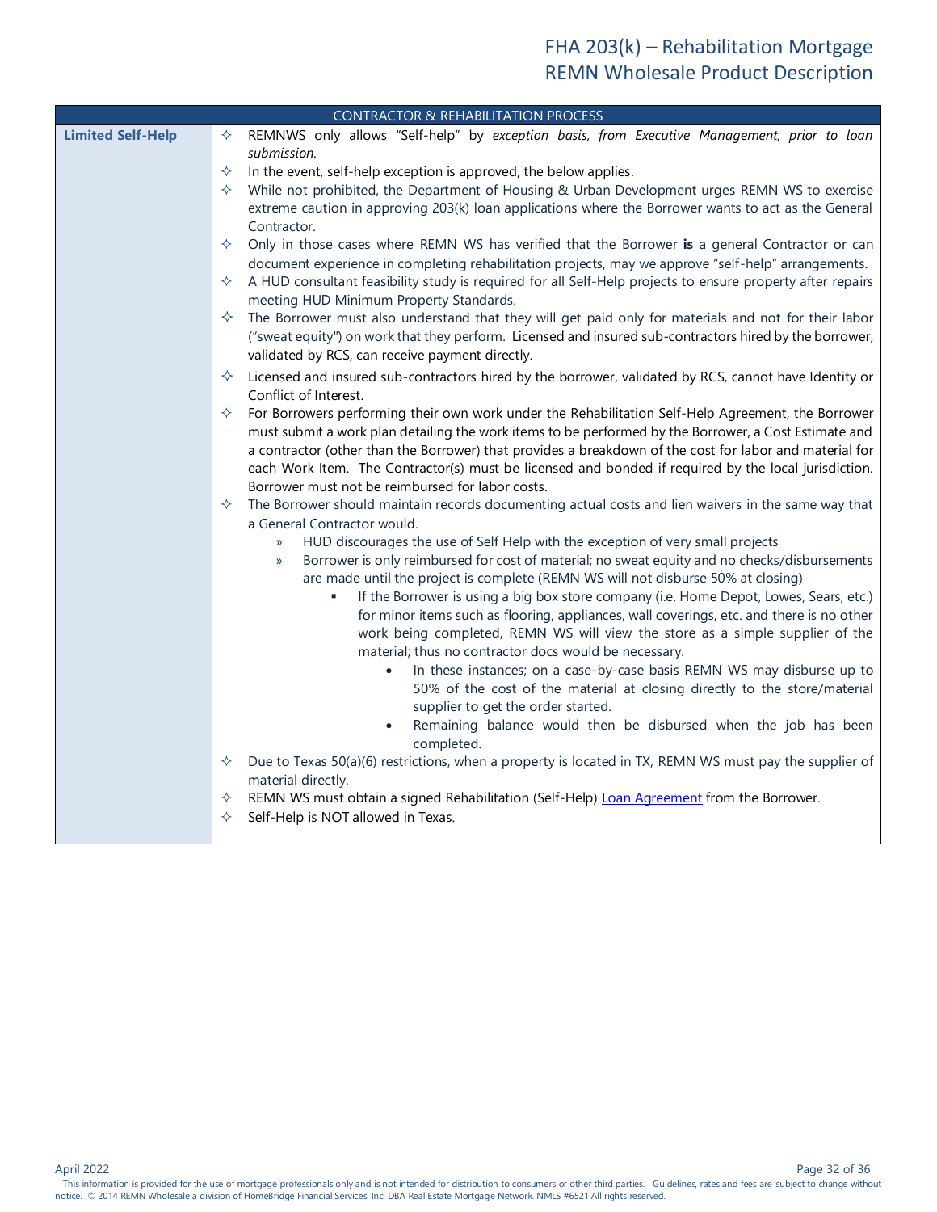## CONTRACTOR & REHABILITATION PROCESS

**Limited Self-Help**

- REMNWS only allows "Self-help" by *exception basis, from Executive Management, prior to loan submission.*
- In the event, self-help exception is approved, the below applies.
- While not prohibited, the Department of Housing & Urban Development urges REMN WS to exercise extreme caution in approving 203(k) loan applications where the Borrower wants to act as the General Contractor.
- Only in those cases where REMN WS has verified that the Borrower **is** a general Contractor or can document experience in completing rehabilitation projects, may we approve "self-help" arrangements.
- A HUD consultant feasibility study is required for all Self-Help projects to ensure property after repairs meeting HUD Minimum Property Standards.
- The Borrower must also understand that they will get paid only for materials and not for their labor ("sweat equity") on work that they perform. Licensed and insured sub-contractors hired by the borrower, validated by RCS, can receive payment directly.
- Licensed and insured sub-contractors hired by the borrower, validated by RCS, cannot have Identity or Conflict of Interest.
- For Borrowers performing their own work under the Rehabilitation Self-Help Agreement, the Borrower must submit a work plan detailing the work items to be performed by the Borrower, a Cost Estimate and a contractor (other than the Borrower) that provides a breakdown of the cost for labor and material for each Work Item. The Contractor(s) must be licensed and bonded if required by the local jurisdiction. Borrower must not be reimbursed for labor costs.
- The Borrower should maintain records documenting actual costs and lien waivers in the same way that a General Contractor would.
  - HUD discourages the use of Self Help with the exception of very small projects
  - Borrower is only reimbursed for cost of material; no sweat equity and no checks/disbursements are made until the project is complete (REMN WS will not disburse 50% at closing)
    - If the Borrower is using a big box store company (i.e. Home Depot, Lowes, Sears, etc.) for minor items such as flooring, appliances, wall coverings, etc. and there is no other work being completed, REMN WS will view the store as a simple supplier of the material; thus no contractor docs would be necessary.
      - In these instances; on a case-by-case basis REMN WS may disburse up to 50% of the cost of the material at closing directly to the store/material supplier to get the order started.
      - Remaining balance would then be disbursed when the job has been completed.
- Due to Texas 50(a)(6) restrictions, when a property is located in TX, REMN WS must pay the supplier of material directly.
- REMN WS must obtain a signed Rehabilitation (Self-Help) Loan Agreement from the Borrower.
- Self-Help is NOT allowed in Texas.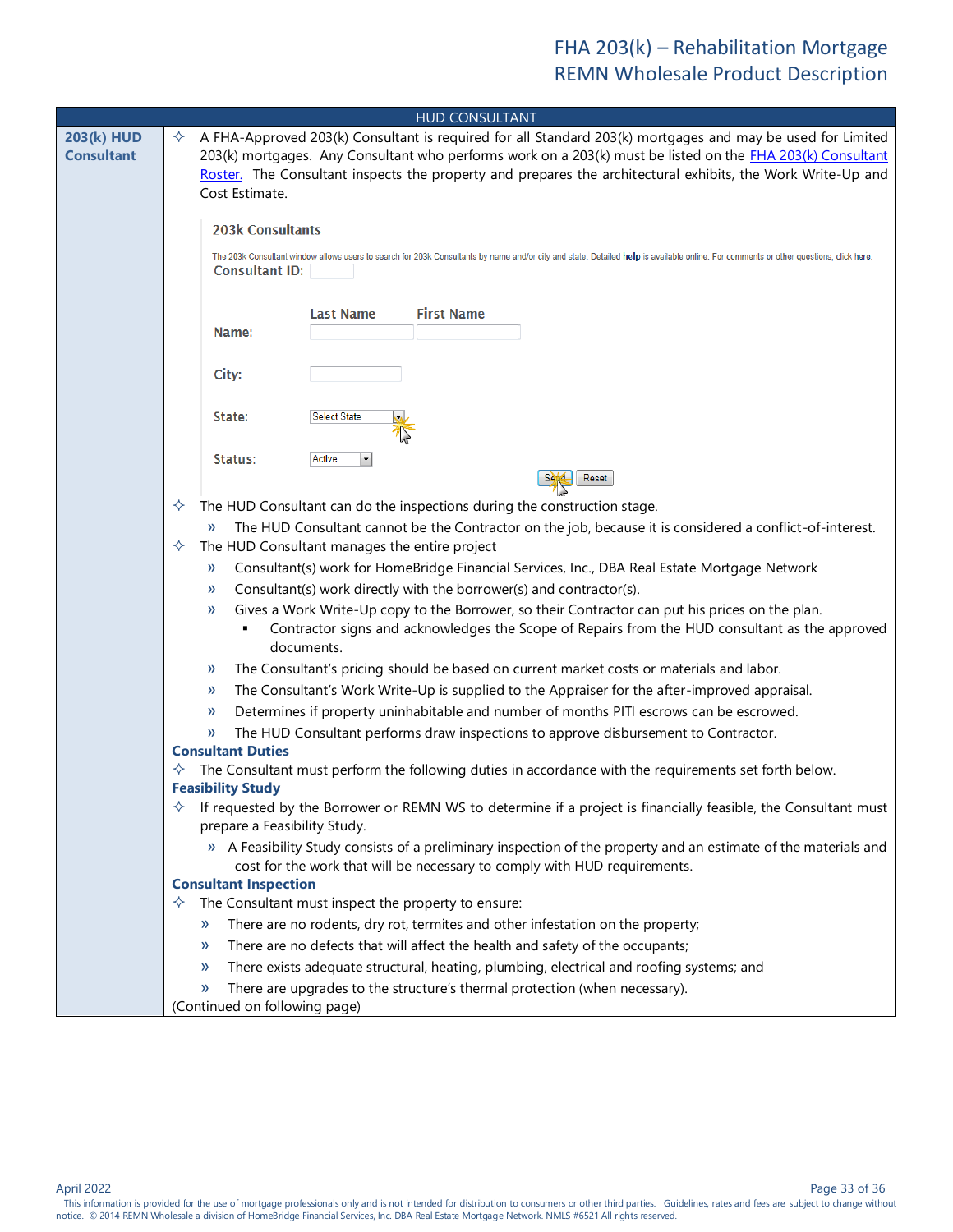## HUD CONSULTANT

### 203(k) HUD Consultant

- A FHA-Approved 203(k) Consultant is required for all Standard 203(k) mortgages and may be used for Limited 203(k) mortgages. Any Consultant who performs work on a 203(k) must be listed on the FHA 203(k) Consultant Roster. The Consultant inspects the property and prepares the architectural exhibits, the Work Write-Up and Cost Estimate.

**203k Consultants**

The 203k Consultant window allows users to search for 203k Consultants by name and/or city and state. Detailed **help** is available online. For comments or other questions, click here.

Consultant ID:

Name: Last Name / First Name

City:

State: Select State

Status: Active

Send | Reset

- The HUD Consultant can do the inspections during the construction stage.
  - The HUD Consultant cannot be the Contractor on the job, because it is considered a conflict-of-interest.
- The HUD Consultant manages the entire project
  - Consultant(s) work for HomeBridge Financial Services, Inc., DBA Real Estate Mortgage Network
  - Consultant(s) work directly with the borrower(s) and contractor(s).
  - Gives a Work Write-Up copy to the Borrower, so their Contractor can put his prices on the plan.
    - Contractor signs and acknowledges the Scope of Repairs from the HUD consultant as the approved documents.
  - The Consultant's pricing should be based on current market costs or materials and labor.
  - The Consultant's Work Write-Up is supplied to the Appraiser for the after-improved appraisal.
  - Determines if property uninhabitable and number of months PITI escrows can be escrowed.
  - The HUD Consultant performs draw inspections to approve disbursement to Contractor.

**Consultant Duties**

- The Consultant must perform the following duties in accordance with the requirements set forth below.

**Feasibility Study**

- If requested by the Borrower or REMN WS to determine if a project is financially feasible, the Consultant must prepare a Feasibility Study.
  - A Feasibility Study consists of a preliminary inspection of the property and an estimate of the materials and cost for the work that will be necessary to comply with HUD requirements.

**Consultant Inspection**

- The Consultant must inspect the property to ensure:
  - There are no rodents, dry rot, termites and other infestation on the property;
  - There are no defects that will affect the health and safety of the occupants;
  - There exists adequate structural, heating, plumbing, electrical and roofing systems; and
  - There are upgrades to the structure's thermal protection (when necessary).

(Continued on following page)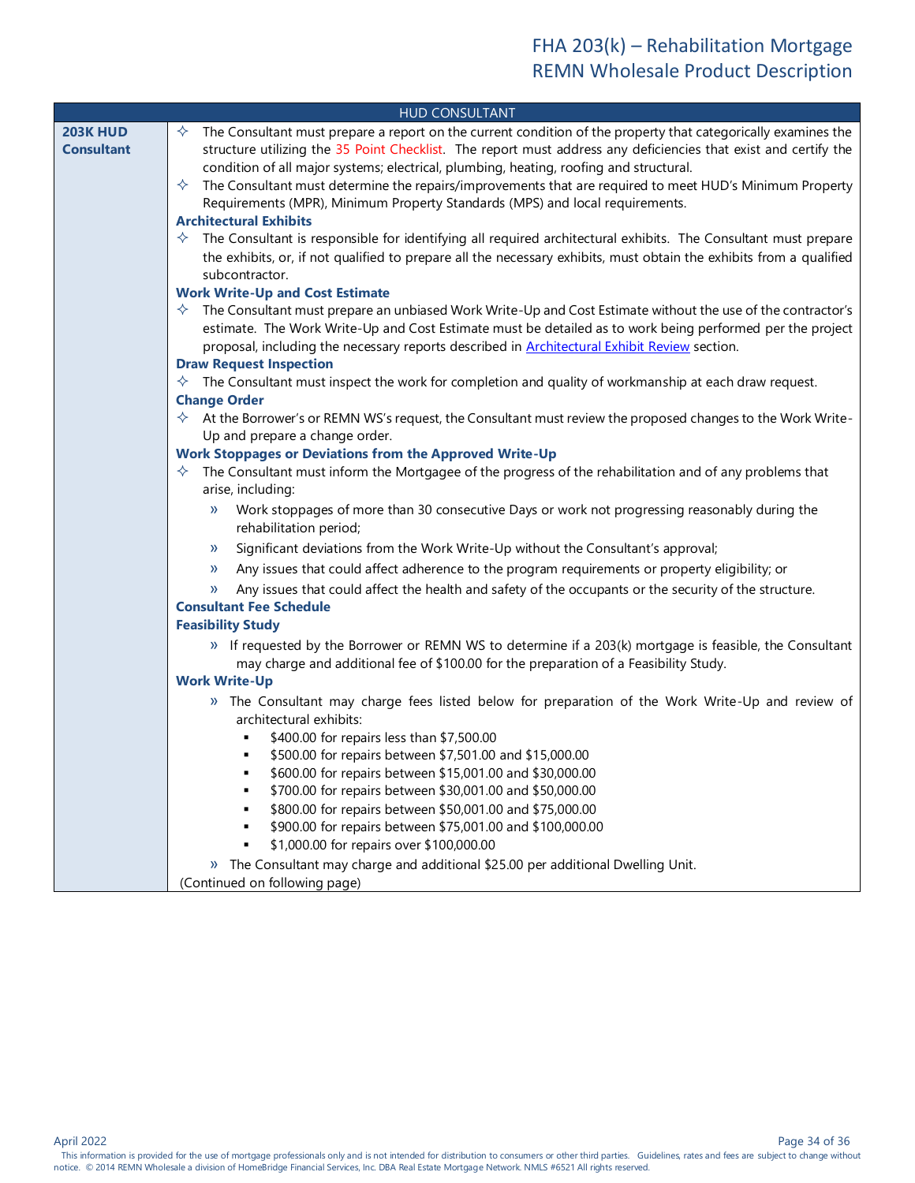## HUD CONSULTANT

**203K HUD Consultant**

- The Consultant must prepare a report on the current condition of the property that categorically examines the structure utilizing the 35 Point Checklist. The report must address any deficiencies that exist and certify the condition of all major systems; electrical, plumbing, heating, roofing and structural.
- The Consultant must determine the repairs/improvements that are required to meet HUD's Minimum Property Requirements (MPR), Minimum Property Standards (MPS) and local requirements.

**Architectural Exhibits**

- The Consultant is responsible for identifying all required architectural exhibits. The Consultant must prepare the exhibits, or, if not qualified to prepare all the necessary exhibits, must obtain the exhibits from a qualified subcontractor.

**Work Write-Up and Cost Estimate**

- The Consultant must prepare an unbiased Work Write-Up and Cost Estimate without the use of the contractor's estimate. The Work Write-Up and Cost Estimate must be detailed as to work being performed per the project proposal, including the necessary reports described in Architectural Exhibit Review section.

**Draw Request Inspection**

- The Consultant must inspect the work for completion and quality of workmanship at each draw request.

**Change Order**

- At the Borrower's or REMN WS's request, the Consultant must review the proposed changes to the Work Write-Up and prepare a change order.

**Work Stoppages or Deviations from the Approved Write-Up**

- The Consultant must inform the Mortgagee of the progress of the rehabilitation and of any problems that arise, including:
  - Work stoppages of more than 30 consecutive Days or work not progressing reasonably during the rehabilitation period;
  - Significant deviations from the Work Write-Up without the Consultant's approval;
  - Any issues that could affect adherence to the program requirements or property eligibility; or
  - Any issues that could affect the health and safety of the occupants or the security of the structure.

**Consultant Fee Schedule**

**Feasibility Study**

- If requested by the Borrower or REMN WS to determine if a 203(k) mortgage is feasible, the Consultant may charge and additional fee of $100.00 for the preparation of a Feasibility Study.

**Work Write-Up**

- The Consultant may charge fees listed below for preparation of the Work Write-Up and review of architectural exhibits:
  - $400.00 for repairs less than $7,500.00
  - $500.00 for repairs between $7,501.00 and $15,000.00
  - $600.00 for repairs between $15,001.00 and $30,000.00
  - $700.00 for repairs between $30,001.00 and $50,000.00
  - $800.00 for repairs between $50,001.00 and $75,000.00
  - $900.00 for repairs between $75,001.00 and $100,000.00
  - $1,000.00 for repairs over $100,000.00
- The Consultant may charge and additional $25.00 per additional Dwelling Unit.

(Continued on following page)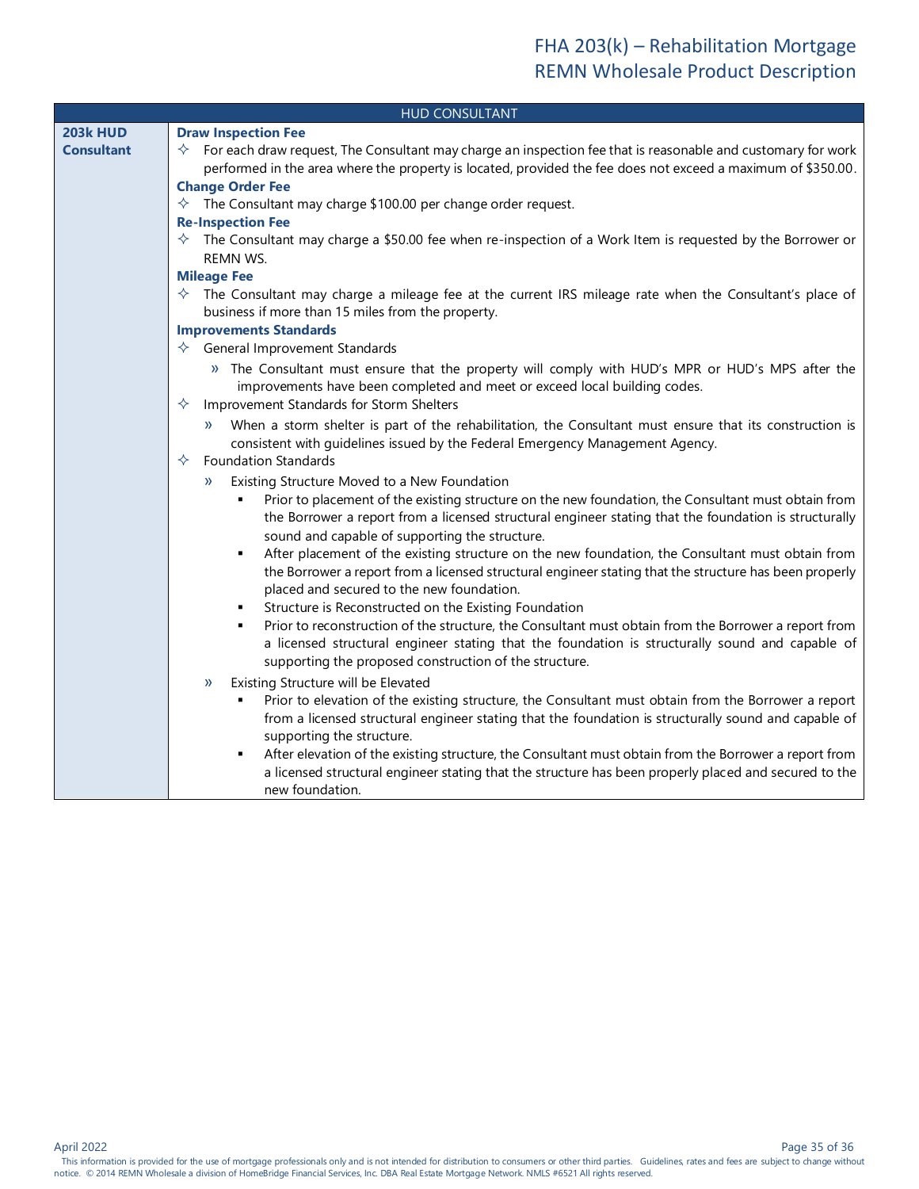| HUD CONSULTANT | |
|---|---|
| **203k HUD Consultant** | **Draw Inspection Fee**<br>✧ For each draw request, The Consultant may charge an inspection fee that is reasonable and customary for work performed in the area where the property is located, provided the fee does not exceed a maximum of $350.00.<br>**Change Order Fee**<br>✧ The Consultant may charge $100.00 per change order request.<br>**Re-Inspection Fee**<br>✧ The Consultant may charge a $50.00 fee when re-inspection of a Work Item is requested by the Borrower or REMN WS.<br>**Mileage Fee**<br>✧ The Consultant may charge a mileage fee at the current IRS mileage rate when the Consultant's place of business if more than 15 miles from the property.<br>**Improvements Standards**<br>✧ General Improvement Standards<br>» The Consultant must ensure that the property will comply with HUD's MPR or HUD's MPS after the improvements have been completed and meet or exceed local building codes.<br>✧ Improvement Standards for Storm Shelters<br>» When a storm shelter is part of the rehabilitation, the Consultant must ensure that its construction is consistent with guidelines issued by the Federal Emergency Management Agency.<br>✧ Foundation Standards<br>» Existing Structure Moved to a New Foundation<br>▪ Prior to placement of the existing structure on the new foundation, the Consultant must obtain from the Borrower a report from a licensed structural engineer stating that the foundation is structurally sound and capable of supporting the structure.<br>▪ After placement of the existing structure on the new foundation, the Consultant must obtain from the Borrower a report from a licensed structural engineer stating that the structure has been properly placed and secured to the new foundation.<br>▪ Structure is Reconstructed on the Existing Foundation<br>▪ Prior to reconstruction of the structure, the Consultant must obtain from the Borrower a report from a licensed structural engineer stating that the foundation is structurally sound and capable of supporting the proposed construction of the structure.<br>» Existing Structure will be Elevated<br>▪ Prior to elevation of the existing structure, the Consultant must obtain from the Borrower a report from a licensed structural engineer stating that the foundation is structurally sound and capable of supporting the structure.<br>▪ After elevation of the existing structure, the Consultant must obtain from the Borrower a report from a licensed structural engineer stating that the structure has been properly placed and secured to the new foundation. |

April 2022

This information is provided for the use of mortgage professionals only and is not intended for distribution to consumers or other third parties. Guidelines, rates and fees are subject to change without notice. © 2014 REMN Wholesale a division of HomeBridge Financial Services, Inc. DBA Real Estate Mortgage Network. NMLS #6521 All rights reserved.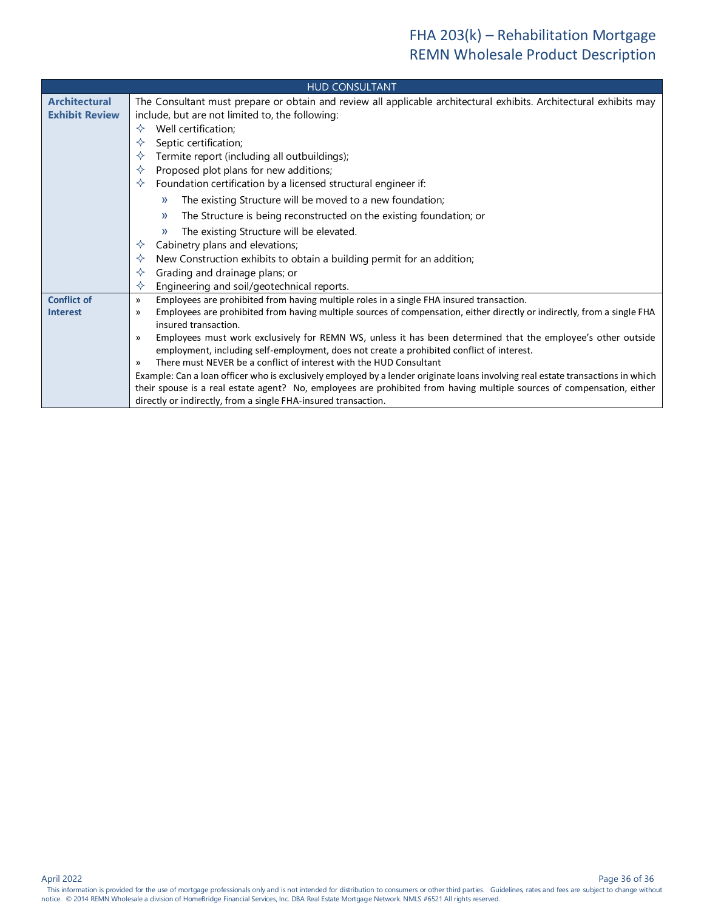| HUD CONSULTANT | |
|---|---|
| **Architectural Exhibit Review** | The Consultant must prepare or obtain and review all applicable architectural exhibits. Architectural exhibits may include, but are not limited to, the following:<br>✧ Well certification;<br>✧ Septic certification;<br>✧ Termite report (including all outbuildings);<br>✧ Proposed plot plans for new additions;<br>✧ Foundation certification by a licensed structural engineer if:<br>» The existing Structure will be moved to a new foundation;<br>» The Structure is being reconstructed on the existing foundation; or<br>» The existing Structure will be elevated.<br>✧ Cabinetry plans and elevations;<br>✧ New Construction exhibits to obtain a building permit for an addition;<br>✧ Grading and drainage plans; or<br>✧ Engineering and soil/geotechnical reports. |
| **Conflict of Interest** | » Employees are prohibited from having multiple roles in a single FHA insured transaction.<br>» Employees are prohibited from having multiple sources of compensation, either directly or indirectly, from a single FHA insured transaction.<br>» Employees must work exclusively for REMN WS, unless it has been determined that the employee's other outside employment, including self-employment, does not create a prohibited conflict of interest.<br>» There must NEVER be a conflict of interest with the HUD Consultant<br>Example: Can a loan officer who is exclusively employed by a lender originate loans involving real estate transactions in which their spouse is a real estate agent? No, employees are prohibited from having multiple sources of compensation, either directly or indirectly, from a single FHA-insured transaction. |